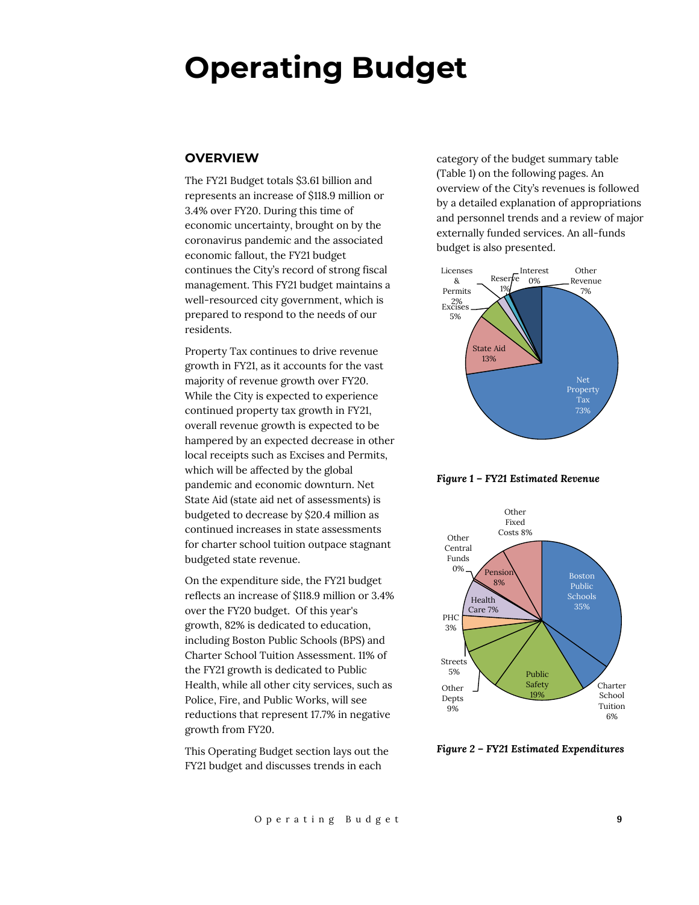# Operating Budget

## OVERVIEW

The FY21 Budget totals $3.61 billion and represents an increase of $118.9 million or 3.4% over FY20. During this time of economic uncertainty, brought on by the coronavirus pandemic and the associated economic fallout, the FY21 budget continues the City's record of strong fiscal management. This FY21 budget maintains a well-resourced city government, which is prepared to respond to the needs of our residents.

Property Tax continues to drive revenue growth in FY21, as it accounts for the vast majority of revenue growth over FY20. While the City is expected to experience continued property tax growth in FY21, overall revenue growth is expected to be hampered by an expected decrease in other local receipts such as Excises and Permits, which will be affected by the global pandemic and economic downturn. Net State Aid (state aid net of assessments) is budgeted to decrease by $20.4 million as continued increases in state assessments for charter school tuition outpace stagnant budgeted state revenue.

On the expenditure side, the FY21 budget reflects an increase of $118.9 million or 3.4% over the FY20 budget. Of this year's growth, 82% is dedicated to education, including Boston Public Schools (BPS) and Charter School Tuition Assessment. 11% of the FY21 growth is dedicated to Public Health, while all other city services, such as Police, Fire, and Public Works, will see reductions that represent 17.7% in negative growth from FY20.

This Operating Budget section lays out the FY21 budget and discusses trends in each category of the budget summary table (Table 1) on the following pages. An overview of the City's revenues is followed by a detailed explanation of appropriations and personnel trends and a review of major externally funded services. An all-funds budget is also presented.

*Figure 1 – FY21 Estimated Revenue*

*Figure 2 – FY21 Estimated Expenditures*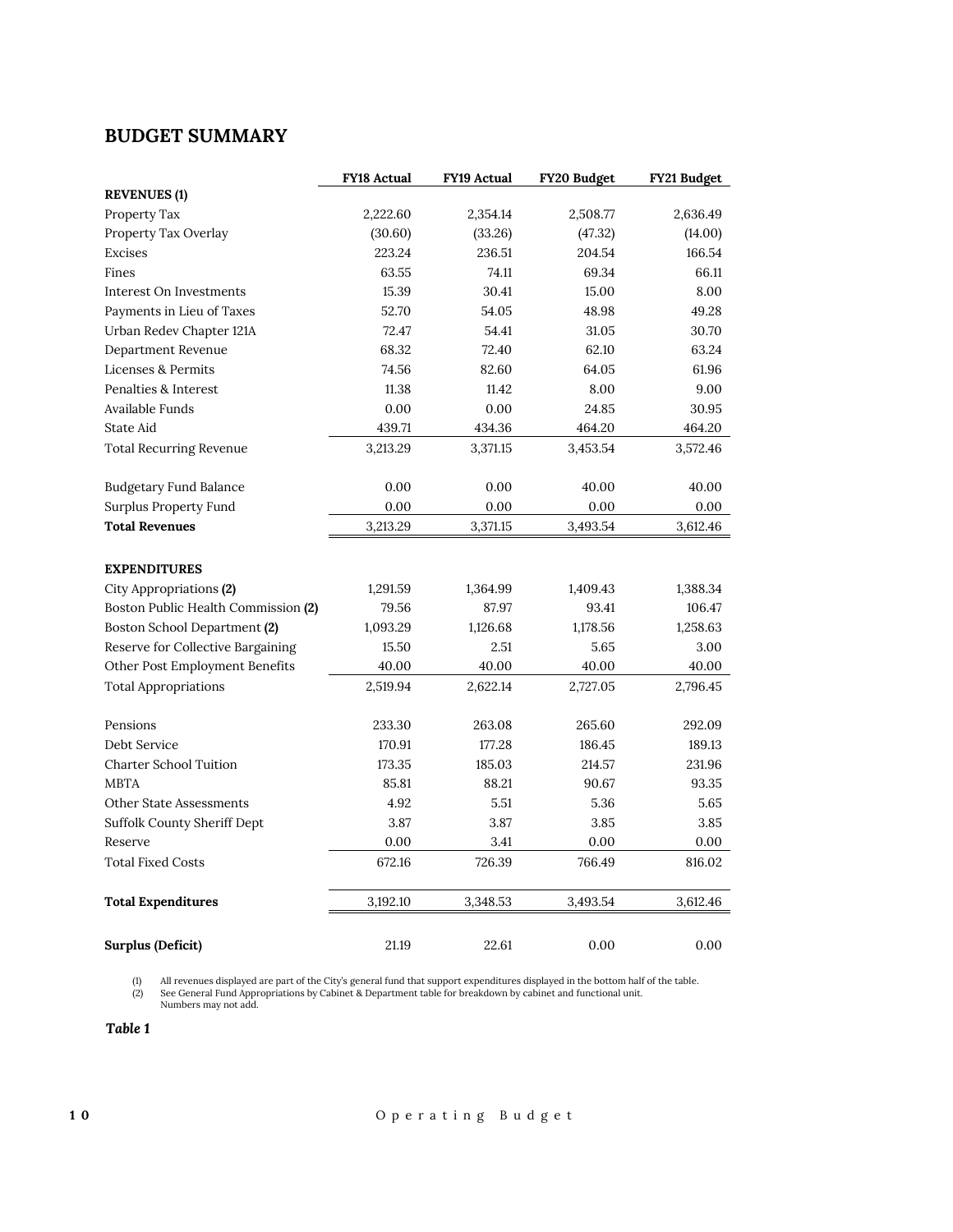## BUDGET SUMMARY

| | FY18 Actual | FY19 Actual | FY20 Budget | FY21 Budget |
|---|---|---|---|---|
| **REVENUES (1)** | | | | |
| Property Tax | 2,222.60 | 2,354.14 | 2,508.77 | 2,636.49 |
| Property Tax Overlay | (30.60) | (33.26) | (47.32) | (14.00) |
| Excises | 223.24 | 236.51 | 204.54 | 166.54 |
| Fines | 63.55 | 74.11 | 69.34 | 66.11 |
| Interest On Investments | 15.39 | 30.41 | 15.00 | 8.00 |
| Payments in Lieu of Taxes | 52.70 | 54.05 | 48.98 | 49.28 |
| Urban Redev Chapter 121A | 72.47 | 54.41 | 31.05 | 30.70 |
| Department Revenue | 68.32 | 72.40 | 62.10 | 63.24 |
| Licenses & Permits | 74.56 | 82.60 | 64.05 | 61.96 |
| Penalties & Interest | 11.38 | 11.42 | 8.00 | 9.00 |
| Available Funds | 0.00 | 0.00 | 24.85 | 30.95 |
| State Aid | 439.71 | 434.36 | 464.20 | 464.20 |
| Total Recurring Revenue | 3,213.29 | 3,371.15 | 3,453.54 | 3,572.46 |
| | | | | |
| Budgetary Fund Balance | 0.00 | 0.00 | 40.00 | 40.00 |
| Surplus Property Fund | 0.00 | 0.00 | 0.00 | 0.00 |
| **Total Revenues** | 3,213.29 | 3,371.15 | 3,493.54 | 3,612.46 |
| | | | | |
| **EXPENDITURES** | | | | |
| City Appropriations **(2)** | 1,291.59 | 1,364.99 | 1,409.43 | 1,388.34 |
| Boston Public Health Commission **(2)** | 79.56 | 87.97 | 93.41 | 106.47 |
| Boston School Department **(2)** | 1,093.29 | 1,126.68 | 1,178.56 | 1,258.63 |
| Reserve for Collective Bargaining | 15.50 | 2.51 | 5.65 | 3.00 |
| Other Post Employment Benefits | 40.00 | 40.00 | 40.00 | 40.00 |
| Total Appropriations | 2,519.94 | 2,622.14 | 2,727.05 | 2,796.45 |
| | | | | |
| Pensions | 233.30 | 263.08 | 265.60 | 292.09 |
| Debt Service | 170.91 | 177.28 | 186.45 | 189.13 |
| Charter School Tuition | 173.35 | 185.03 | 214.57 | 231.96 |
| MBTA | 85.81 | 88.21 | 90.67 | 93.35 |
| Other State Assessments | 4.92 | 5.51 | 5.36 | 5.65 |
| Suffolk County Sheriff Dept | 3.87 | 3.87 | 3.85 | 3.85 |
| Reserve | 0.00 | 3.41 | 0.00 | 0.00 |
| Total Fixed Costs | 672.16 | 726.39 | 766.49 | 816.02 |
| | | | | |
| **Total Expenditures** | 3,192.10 | 3,348.53 | 3,493.54 | 3,612.46 |
| | | | | |
| **Surplus (Deficit)** | 21.19 | 22.61 | 0.00 | 0.00 |

(1) All revenues displayed are part of the City's general fund that support expenditures displayed in the bottom half of the table.
(2) See General Fund Appropriations by Cabinet & Department table for breakdown by cabinet and functional unit.
Numbers may not add.

***Table 1***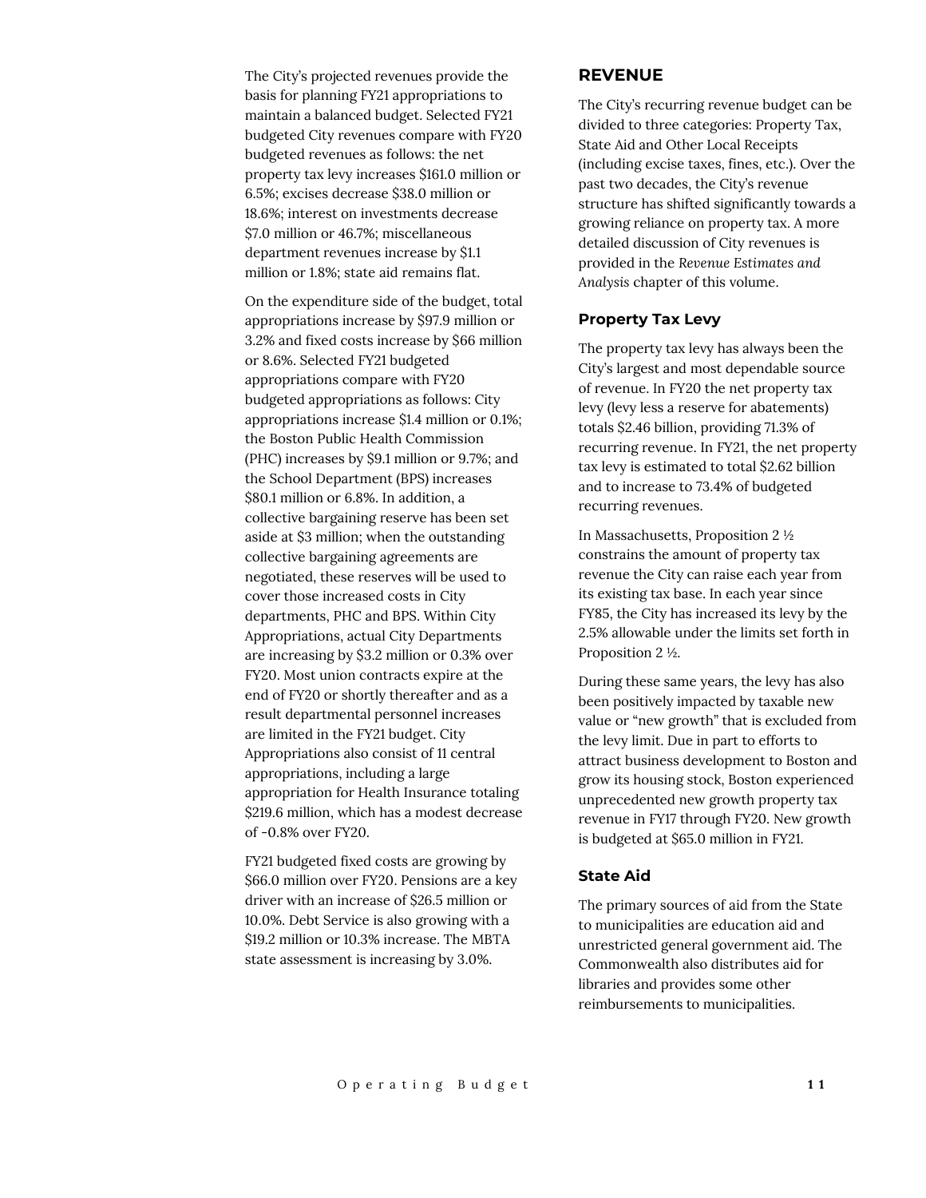The City's projected revenues provide the basis for planning FY21 appropriations to maintain a balanced budget. Selected FY21 budgeted City revenues compare with FY20 budgeted revenues as follows: the net property tax levy increases $161.0 million or 6.5%; excises decrease $38.0 million or 18.6%; interest on investments decrease $7.0 million or 46.7%; miscellaneous department revenues increase by $1.1 million or 1.8%; state aid remains flat.

On the expenditure side of the budget, total appropriations increase by $97.9 million or 3.2% and fixed costs increase by $66 million or 8.6%. Selected FY21 budgeted appropriations compare with FY20 budgeted appropriations as follows: City appropriations increase $1.4 million or 0.1%; the Boston Public Health Commission (PHC) increases by $9.1 million or 9.7%; and the School Department (BPS) increases $80.1 million or 6.8%. In addition, a collective bargaining reserve has been set aside at $3 million; when the outstanding collective bargaining agreements are negotiated, these reserves will be used to cover those increased costs in City departments, PHC and BPS. Within City Appropriations, actual City Departments are increasing by $3.2 million or 0.3% over FY20. Most union contracts expire at the end of FY20 or shortly thereafter and as a result departmental personnel increases are limited in the FY21 budget. City Appropriations also consist of 11 central appropriations, including a large appropriation for Health Insurance totaling $219.6 million, which has a modest decrease of -0.8% over FY20.

FY21 budgeted fixed costs are growing by $66.0 million over FY20. Pensions are a key driver with an increase of $26.5 million or 10.0%. Debt Service is also growing with a $19.2 million or 10.3% increase. The MBTA state assessment is increasing by 3.0%.

## REVENUE

The City's recurring revenue budget can be divided to three categories: Property Tax, State Aid and Other Local Receipts (including excise taxes, fines, etc.). Over the past two decades, the City's revenue structure has shifted significantly towards a growing reliance on property tax. A more detailed discussion of City revenues is provided in the *Revenue Estimates and Analysis* chapter of this volume.

### Property Tax Levy

The property tax levy has always been the City's largest and most dependable source of revenue. In FY20 the net property tax levy (levy less a reserve for abatements) totals $2.46 billion, providing 71.3% of recurring revenue. In FY21, the net property tax levy is estimated to total $2.62 billion and to increase to 73.4% of budgeted recurring revenues.

In Massachusetts, Proposition 2 ½ constrains the amount of property tax revenue the City can raise each year from its existing tax base. In each year since FY85, the City has increased its levy by the 2.5% allowable under the limits set forth in Proposition 2 ½.

During these same years, the levy has also been positively impacted by taxable new value or "new growth" that is excluded from the levy limit. Due in part to efforts to attract business development to Boston and grow its housing stock, Boston experienced unprecedented new growth property tax revenue in FY17 through FY20. New growth is budgeted at $65.0 million in FY21.

### State Aid

The primary sources of aid from the State to municipalities are education aid and unrestricted general government aid. The Commonwealth also distributes aid for libraries and provides some other reimbursements to municipalities.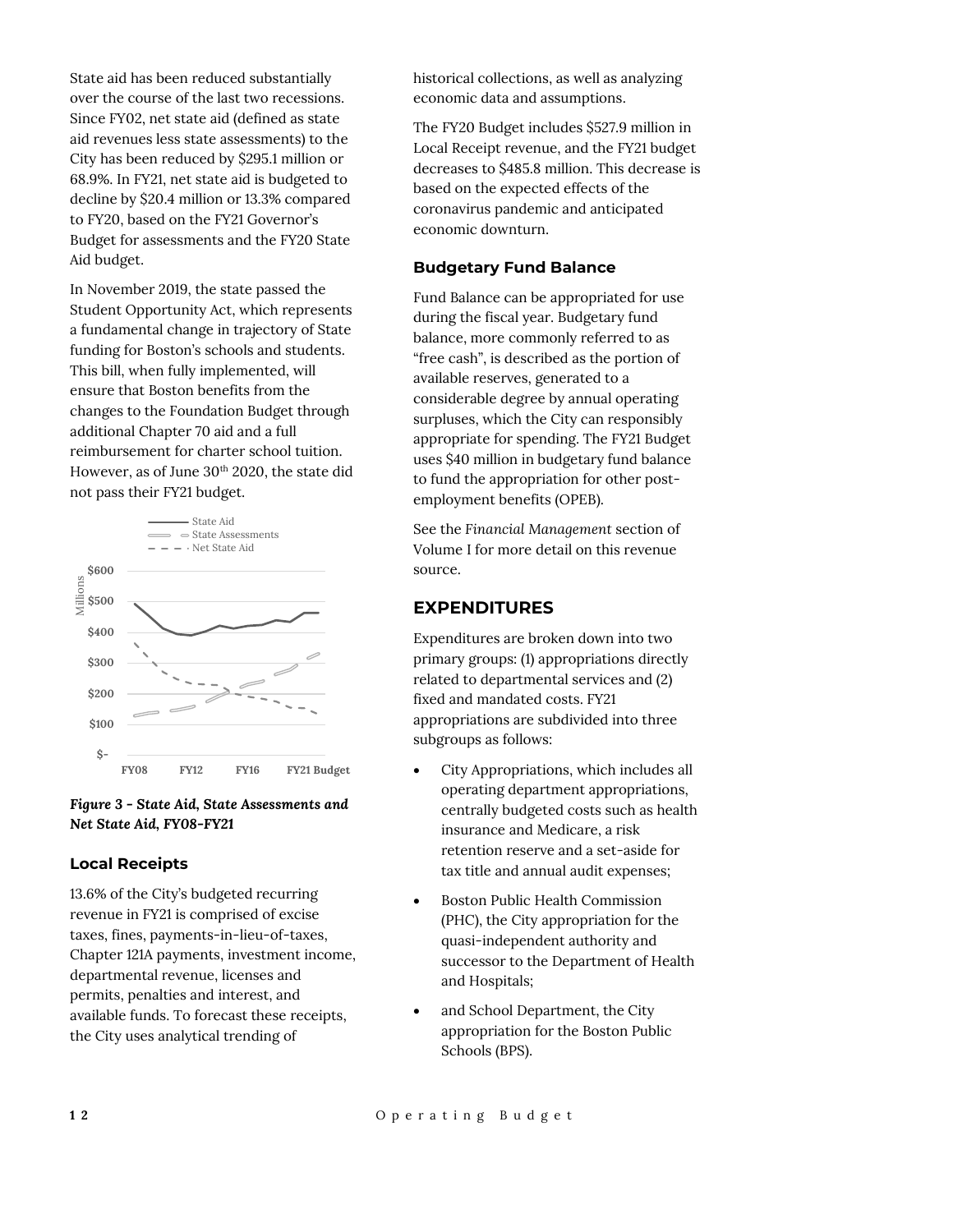State aid has been reduced substantially over the course of the last two recessions. Since FY02, net state aid (defined as state aid revenues less state assessments) to the City has been reduced by $295.1 million or 68.9%. In FY21, net state aid is budgeted to decline by $20.4 million or 13.3% compared to FY20, based on the FY21 Governor's Budget for assessments and the FY20 State Aid budget.

In November 2019, the state passed the Student Opportunity Act, which represents a fundamental change in trajectory of State funding for Boston's schools and students. This bill, when fully implemented, will ensure that Boston benefits from the changes to the Foundation Budget through additional Chapter 70 aid and a full reimbursement for charter school tuition. However, as of June 30th 2020, the state did not pass their FY21 budget.

*Figure 3 - State Aid, State Assessments and Net State Aid, FY08-FY21*

### Local Receipts

13.6% of the City's budgeted recurring revenue in FY21 is comprised of excise taxes, fines, payments-in-lieu-of-taxes, Chapter 121A payments, investment income, departmental revenue, licenses and permits, penalties and interest, and available funds. To forecast these receipts, the City uses analytical trending of historical collections, as well as analyzing economic data and assumptions.

The FY20 Budget includes $527.9 million in Local Receipt revenue, and the FY21 budget decreases to $485.8 million. This decrease is based on the expected effects of the coronavirus pandemic and anticipated economic downturn.

### Budgetary Fund Balance

Fund Balance can be appropriated for use during the fiscal year. Budgetary fund balance, more commonly referred to as "free cash", is described as the portion of available reserves, generated to a considerable degree by annual operating surpluses, which the City can responsibly appropriate for spending. The FY21 Budget uses $40 million in budgetary fund balance to fund the appropriation for other post-employment benefits (OPEB).

See the *Financial Management* section of Volume I for more detail on this revenue source.

## EXPENDITURES

Expenditures are broken down into two primary groups: (1) appropriations directly related to departmental services and (2) fixed and mandated costs. FY21 appropriations are subdivided into three subgroups as follows:

- City Appropriations, which includes all operating department appropriations, centrally budgeted costs such as health insurance and Medicare, a risk retention reserve and a set-aside for tax title and annual audit expenses;
- Boston Public Health Commission (PHC), the City appropriation for the quasi-independent authority and successor to the Department of Health and Hospitals;
- and School Department, the City appropriation for the Boston Public Schools (BPS).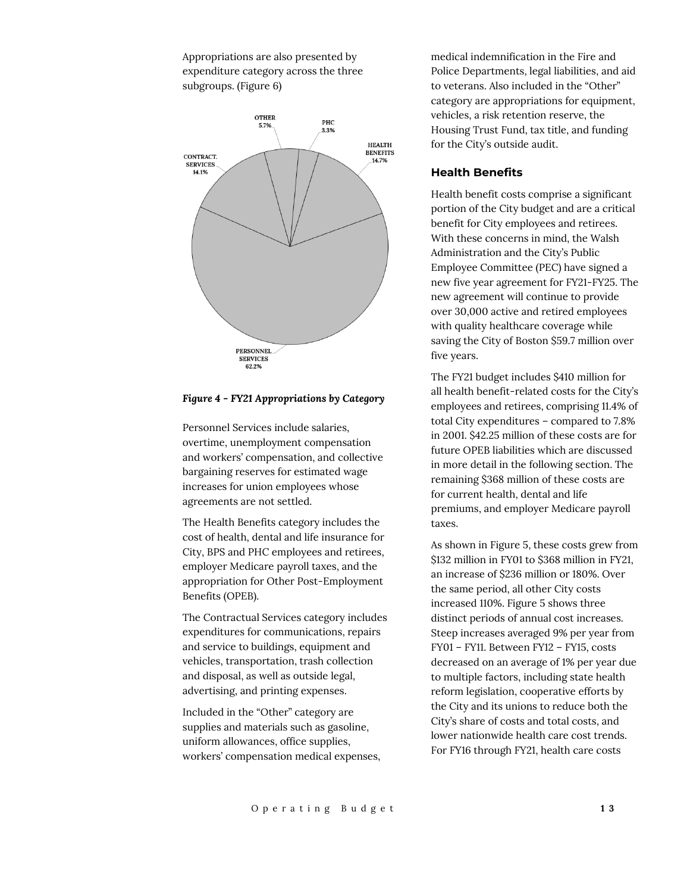Appropriations are also presented by expenditure category across the three subgroups. (Figure 6)

*Figure 4 - FY21 Appropriations by Category*

Personnel Services include salaries, overtime, unemployment compensation and workers' compensation, and collective bargaining reserves for estimated wage increases for union employees whose agreements are not settled.

The Health Benefits category includes the cost of health, dental and life insurance for City, BPS and PHC employees and retirees, employer Medicare payroll taxes, and the appropriation for Other Post-Employment Benefits (OPEB).

The Contractual Services category includes expenditures for communications, repairs and service to buildings, equipment and vehicles, transportation, trash collection and disposal, as well as outside legal, advertising, and printing expenses.

Included in the "Other" category are supplies and materials such as gasoline, uniform allowances, office supplies, workers' compensation medical expenses, medical indemnification in the Fire and Police Departments, legal liabilities, and aid to veterans. Also included in the "Other" category are appropriations for equipment, vehicles, a risk retention reserve, the Housing Trust Fund, tax title, and funding for the City's outside audit.

### Health Benefits

Health benefit costs comprise a significant portion of the City budget and are a critical benefit for City employees and retirees. With these concerns in mind, the Walsh Administration and the City's Public Employee Committee (PEC) have signed a new five year agreement for FY21-FY25. The new agreement will continue to provide over 30,000 active and retired employees with quality healthcare coverage while saving the City of Boston $59.7 million over five years.

The FY21 budget includes $410 million for all health benefit-related costs for the City's employees and retirees, comprising 11.4% of total City expenditures – compared to 7.8% in 2001. $42.25 million of these costs are for future OPEB liabilities which are discussed in more detail in the following section. The remaining $368 million of these costs are for current health, dental and life premiums, and employer Medicare payroll taxes.

As shown in Figure 5, these costs grew from $132 million in FY01 to $368 million in FY21, an increase of $236 million or 180%. Over the same period, all other City costs increased 110%. Figure 5 shows three distinct periods of annual cost increases. Steep increases averaged 9% per year from FY01 – FY11. Between FY12 – FY15, costs decreased on an average of 1% per year due to multiple factors, including state health reform legislation, cooperative efforts by the City and its unions to reduce both the City's share of costs and total costs, and lower nationwide health care cost trends. For FY16 through FY21, health care costs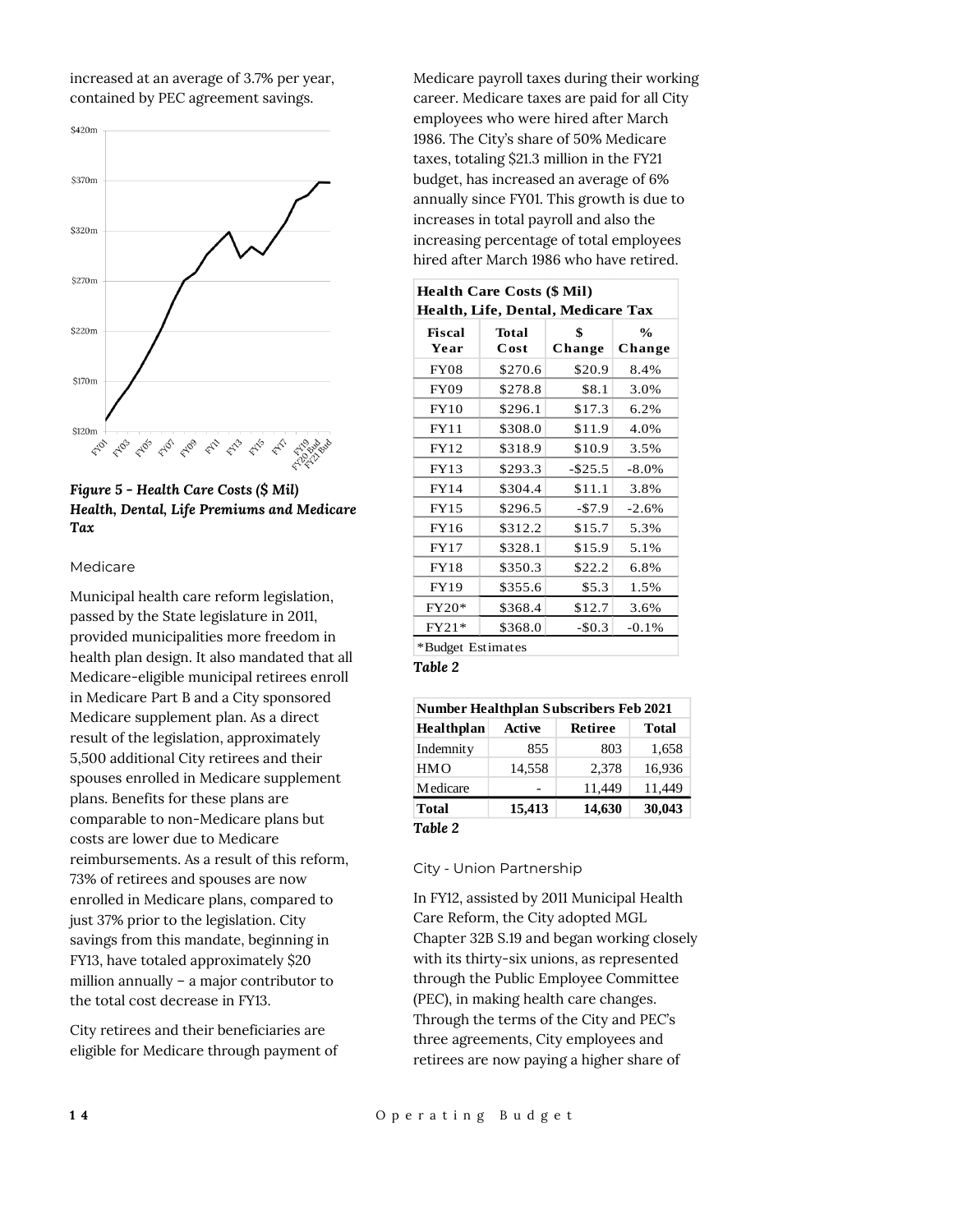increased at an average of 3.7% per year, contained by PEC agreement savings.

***Figure 5 - Health Care Costs ($ Mil) Health, Dental, Life Premiums and Medicare Tax***

### Medicare

Municipal health care reform legislation, passed by the State legislature in 2011, provided municipalities more freedom in health plan design. It also mandated that all Medicare-eligible municipal retirees enroll in Medicare Part B and a City sponsored Medicare supplement plan. As a direct result of the legislation, approximately 5,500 additional City retirees and their spouses enrolled in Medicare supplement plans. Benefits for these plans are comparable to non-Medicare plans but costs are lower due to Medicare reimbursements. As a result of this reform, 73% of retirees and spouses are now enrolled in Medicare plans, compared to just 37% prior to the legislation. City savings from this mandate, beginning in FY13, have totaled approximately $20 million annually – a major contributor to the total cost decrease in FY13.

City retirees and their beneficiaries are eligible for Medicare through payment of Medicare payroll taxes during their working career. Medicare taxes are paid for all City employees who were hired after March 1986. The City's share of 50% Medicare taxes, totaling $21.3 million in the FY21 budget, has increased an average of 6% annually since FY01. This growth is due to increases in total payroll and also the increasing percentage of total employees hired after March 1986 who have retired.

**Health Care Costs ($ Mil)**
**Health, Life, Dental, Medicare Tax**

| Fiscal Year | Total Cost | $ Change | % Change |
|---|---|---|---|
| FY08 | $270.6 | $20.9 | 8.4% |
| FY09 | $278.8 | $8.1 | 3.0% |
| FY10 | $296.1 | $17.3 | 6.2% |
| FY11 | $308.0 | $11.9 | 4.0% |
| FY12 | $318.9 | $10.9 | 3.5% |
| FY13 | $293.3 | -$25.5 | -8.0% |
| FY14 | $304.4 | $11.1 | 3.8% |
| FY15 | $296.5 | -$7.9 | -2.6% |
| FY16 | $312.2 | $15.7 | 5.3% |
| FY17 | $328.1 | $15.9 | 5.1% |
| FY18 | $350.3 | $22.2 | 6.8% |
| FY19 | $355.6 | $5.3 | 1.5% |
| FY20* | $368.4 | $12.7 | 3.6% |
| FY21* | $368.0 | -$0.3 | -0.1% |

*Budget Estimates

***Table 2***

**Number Healthplan Subscribers Feb 2021**

| Healthplan | Active | Retiree | Total |
|---|---|---|---|
| Indemnity | 855 | 803 | 1,658 |
| HMO | 14,558 | 2,378 | 16,936 |
| Medicare | - | 11,449 | 11,449 |
| **Total** | **15,413** | **14,630** | **30,043** |

***Table 2***

### City - Union Partnership

In FY12, assisted by 2011 Municipal Health Care Reform, the City adopted MGL Chapter 32B S.19 and began working closely with its thirty-six unions, as represented through the Public Employee Committee (PEC), in making health care changes. Through the terms of the City and PEC's three agreements, City employees and retirees are now paying a higher share of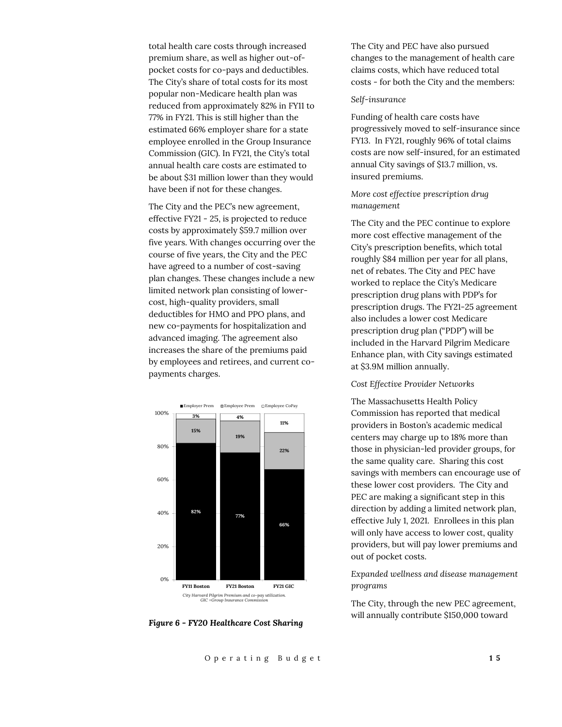total health care costs through increased premium share, as well as higher out-of-pocket costs for co-pays and deductibles. The City's share of total costs for its most popular non-Medicare health plan was reduced from approximately 82% in FY11 to 77% in FY21. This is still higher than the estimated 66% employer share for a state employee enrolled in the Group Insurance Commission (GIC). In FY21, the City's total annual health care costs are estimated to be about $31 million lower than they would have been if not for these changes.

The City and the PEC's new agreement, effective FY21 - 25, is projected to reduce costs by approximately $59.7 million over five years. With changes occurring over the course of five years, the City and the PEC have agreed to a number of cost-saving plan changes. These changes include a new limited network plan consisting of lower-cost, high-quality providers, small deductibles for HMO and PPO plans, and new co-payments for hospitalization and advanced imaging. The agreement also increases the share of the premiums paid by employees and retirees, and current co-payments charges.

| | FY11 Boston | FY21 Boston | FY21 GIC |
|---|---|---|---|
| Employee CoPay | 3% | 4% | 11% |
| Employee Prem | 15% | 19% | 22% |
| Employer Prem | 82% | 77% | 66% |

City Harvard Pilgrim Premium and co-pay utilization. GIC =Group Insurance Commission

***Figure 6 - FY20 Healthcare Cost Sharing***

The City and PEC have also pursued changes to the management of health care claims costs, which have reduced total costs - for both the City and the members:

*Self-insurance*

Funding of health care costs have progressively moved to self-insurance since FY13. In FY21, roughly 96% of total claims costs are now self-insured, for an estimated annual City savings of $13.7 million, vs. insured premiums.

*More cost effective prescription drug management*

The City and the PEC continue to explore more cost effective management of the City's prescription benefits, which total roughly $84 million per year for all plans, net of rebates. The City and PEC have worked to replace the City's Medicare prescription drug plans with PDP's for prescription drugs. The FY21-25 agreement also includes a lower cost Medicare prescription drug plan ("PDP") will be included in the Harvard Pilgrim Medicare Enhance plan, with City savings estimated at $3.9M million annually.

*Cost Effective Provider Networks*

The Massachusetts Health Policy Commission has reported that medical providers in Boston's academic medical centers may charge up to 18% more than those in physician-led provider groups, for the same quality care. Sharing this cost savings with members can encourage use of these lower cost providers. The City and PEC are making a significant step in this direction by adding a limited network plan, effective July 1, 2021. Enrollees in this plan will only have access to lower cost, quality providers, but will pay lower premiums and out of pocket costs.

*Expanded wellness and disease management programs*

The City, through the new PEC agreement, will annually contribute $150,000 toward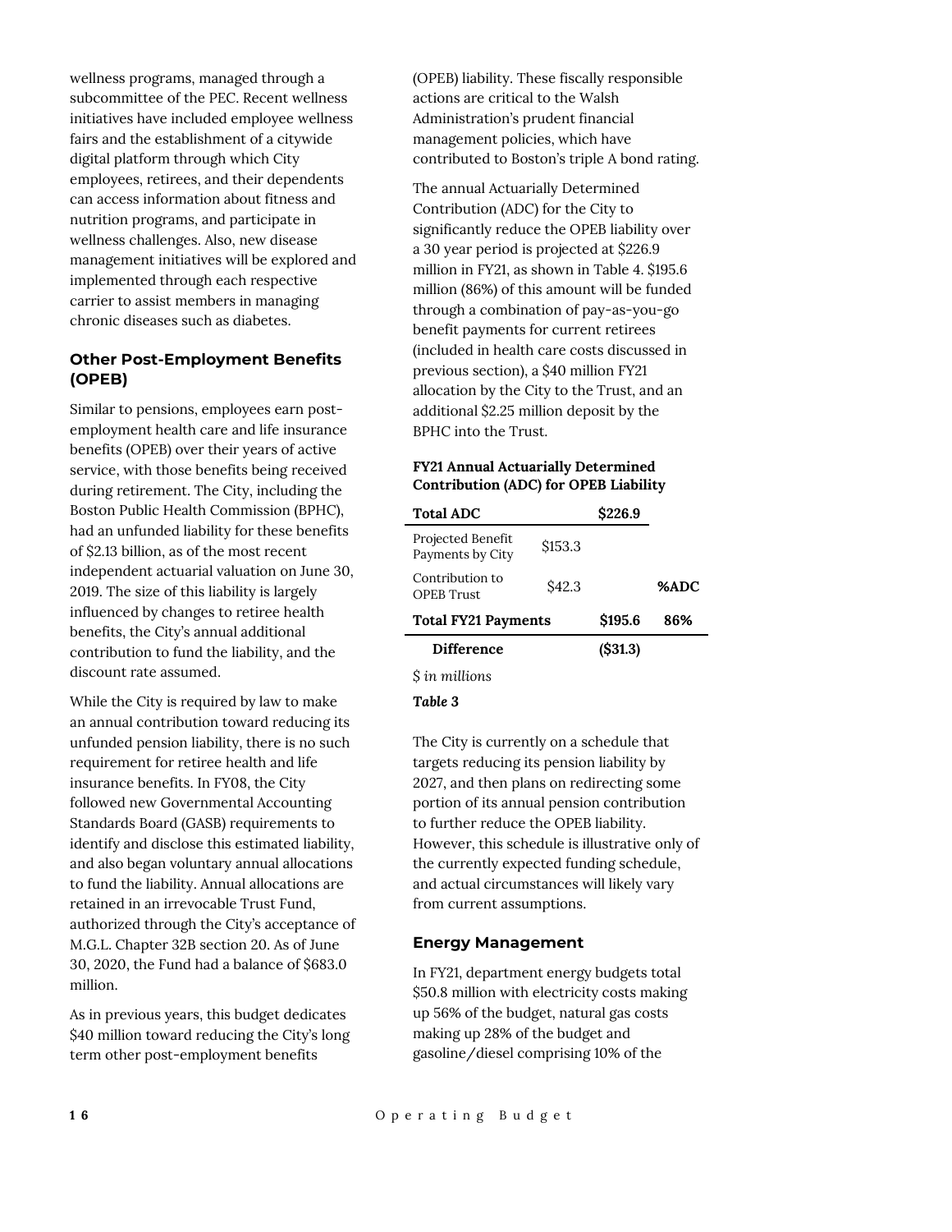wellness programs, managed through a subcommittee of the PEC. Recent wellness initiatives have included employee wellness fairs and the establishment of a citywide digital platform through which City employees, retirees, and their dependents can access information about fitness and nutrition programs, and participate in wellness challenges. Also, new disease management initiatives will be explored and implemented through each respective carrier to assist members in managing chronic diseases such as diabetes.

### Other Post-Employment Benefits (OPEB)

Similar to pensions, employees earn post-employment health care and life insurance benefits (OPEB) over their years of active service, with those benefits being received during retirement. The City, including the Boston Public Health Commission (BPHC), had an unfunded liability for these benefits of $2.13 billion, as of the most recent independent actuarial valuation on June 30, 2019. The size of this liability is largely influenced by changes to retiree health benefits, the City's annual additional contribution to fund the liability, and the discount rate assumed.

While the City is required by law to make an annual contribution toward reducing its unfunded pension liability, there is no such requirement for retiree health and life insurance benefits. In FY08, the City followed new Governmental Accounting Standards Board (GASB) requirements to identify and disclose this estimated liability, and also began voluntary annual allocations to fund the liability. Annual allocations are retained in an irrevocable Trust Fund, authorized through the City's acceptance of M.G.L. Chapter 32B section 20. As of June 30, 2020, the Fund had a balance of $683.0 million.

As in previous years, this budget dedicates $40 million toward reducing the City's long term other post-employment benefits (OPEB) liability. These fiscally responsible actions are critical to the Walsh Administration's prudent financial management policies, which have contributed to Boston's triple A bond rating.

The annual Actuarially Determined Contribution (ADC) for the City to significantly reduce the OPEB liability over a 30 year period is projected at $226.9 million in FY21, as shown in Table 4. $195.6 million (86%) of this amount will be funded through a combination of pay-as-you-go benefit payments for current retirees (included in health care costs discussed in previous section), a $40 million FY21 allocation by the City to the Trust, and an additional $2.25 million deposit by the BPHC into the Trust.

**FY21 Annual Actuarially Determined Contribution (ADC) for OPEB Liability**

| **Total ADC** | | **$226.9** | |
|---|---|---|---|
| Projected Benefit Payments by City | $153.3 | | |
| Contribution to OPEB Trust | $42.3 | | **%ADC** |
| **Total FY21 Payments** | | **$195.6** | **86%** |
| **Difference** | | **($31.3)** | |

*$ in millions*

***Table 3***

The City is currently on a schedule that targets reducing its pension liability by 2027, and then plans on redirecting some portion of its annual pension contribution to further reduce the OPEB liability. However, this schedule is illustrative only of the currently expected funding schedule, and actual circumstances will likely vary from current assumptions.

### Energy Management

In FY21, department energy budgets total $50.8 million with electricity costs making up 56% of the budget, natural gas costs making up 28% of the budget and gasoline/diesel comprising 10% of the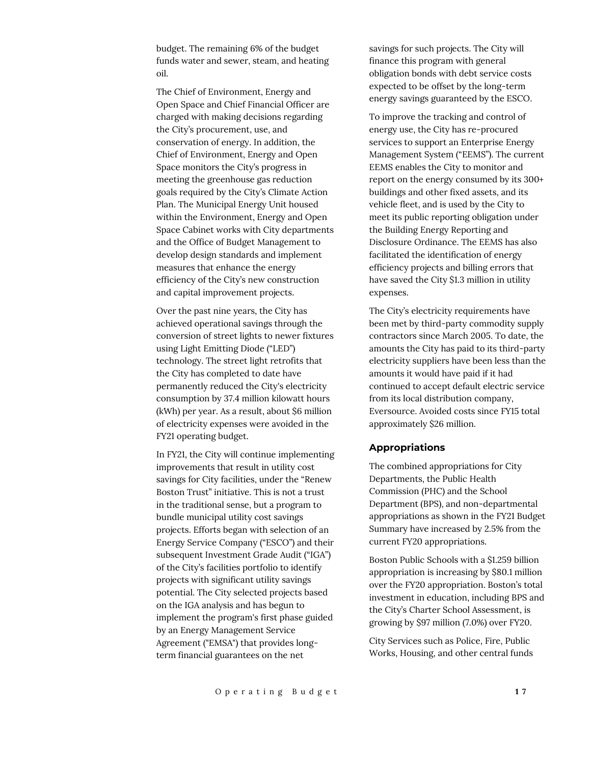budget. The remaining 6% of the budget funds water and sewer, steam, and heating oil.

The Chief of Environment, Energy and Open Space and Chief Financial Officer are charged with making decisions regarding the City's procurement, use, and conservation of energy. In addition, the Chief of Environment, Energy and Open Space monitors the City's progress in meeting the greenhouse gas reduction goals required by the City's Climate Action Plan. The Municipal Energy Unit housed within the Environment, Energy and Open Space Cabinet works with City departments and the Office of Budget Management to develop design standards and implement measures that enhance the energy efficiency of the City's new construction and capital improvement projects.

Over the past nine years, the City has achieved operational savings through the conversion of street lights to newer fixtures using Light Emitting Diode ("LED") technology. The street light retrofits that the City has completed to date have permanently reduced the City's electricity consumption by 37.4 million kilowatt hours (kWh) per year. As a result, about $6 million of electricity expenses were avoided in the FY21 operating budget.

In FY21, the City will continue implementing improvements that result in utility cost savings for City facilities, under the "Renew Boston Trust" initiative. This is not a trust in the traditional sense, but a program to bundle municipal utility cost savings projects. Efforts began with selection of an Energy Service Company ("ESCO") and their subsequent Investment Grade Audit ("IGA") of the City's facilities portfolio to identify projects with significant utility savings potential. The City selected projects based on the IGA analysis and has begun to implement the program's first phase guided by an Energy Management Service Agreement ("EMSA") that provides long-term financial guarantees on the net savings for such projects. The City will finance this program with general obligation bonds with debt service costs expected to be offset by the long-term energy savings guaranteed by the ESCO.

To improve the tracking and control of energy use, the City has re-procured services to support an Enterprise Energy Management System ("EEMS"). The current EEMS enables the City to monitor and report on the energy consumed by its 300+ buildings and other fixed assets, and its vehicle fleet, and is used by the City to meet its public reporting obligation under the Building Energy Reporting and Disclosure Ordinance. The EEMS has also facilitated the identification of energy efficiency projects and billing errors that have saved the City $1.3 million in utility expenses.

The City's electricity requirements have been met by third-party commodity supply contractors since March 2005. To date, the amounts the City has paid to its third-party electricity suppliers have been less than the amounts it would have paid if it had continued to accept default electric service from its local distribution company, Eversource. Avoided costs since FY15 total approximately $26 million.

### Appropriations

The combined appropriations for City Departments, the Public Health Commission (PHC) and the School Department (BPS), and non-departmental appropriations as shown in the FY21 Budget Summary have increased by 2.5% from the current FY20 appropriations.

Boston Public Schools with a $1.259 billion appropriation is increasing by $80.1 million over the FY20 appropriation. Boston's total investment in education, including BPS and the City's Charter School Assessment, is growing by $97 million (7.0%) over FY20.

City Services such as Police, Fire, Public Works, Housing, and other central funds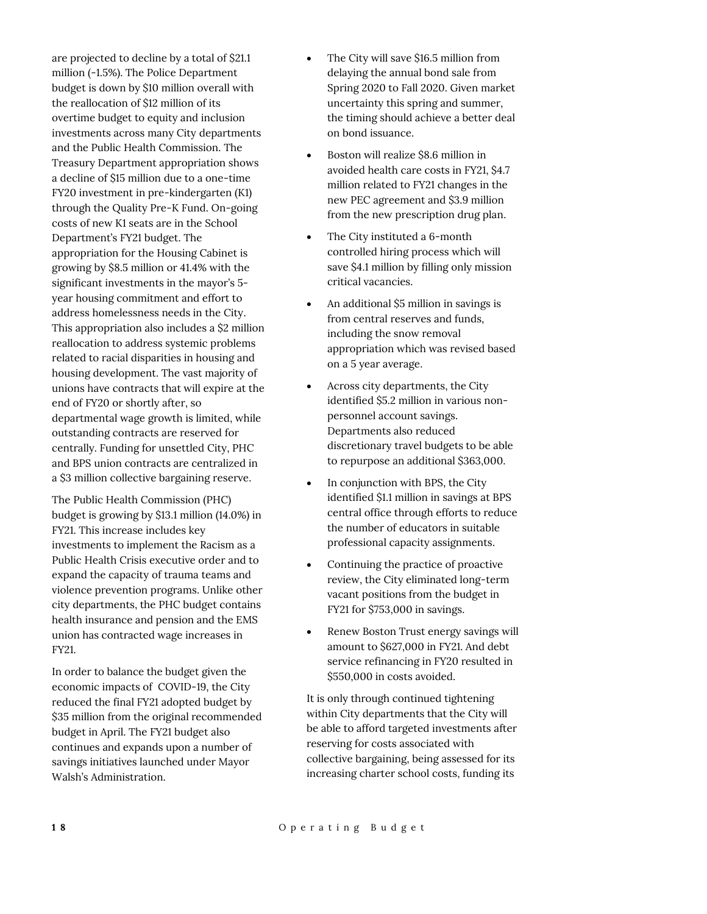are projected to decline by a total of $21.1 million (-1.5%). The Police Department budget is down by $10 million overall with the reallocation of $12 million of its overtime budget to equity and inclusion investments across many City departments and the Public Health Commission. The Treasury Department appropriation shows a decline of $15 million due to a one-time FY20 investment in pre-kindergarten (K1) through the Quality Pre-K Fund. On-going costs of new K1 seats are in the School Department's FY21 budget. The appropriation for the Housing Cabinet is growing by $8.5 million or 41.4% with the significant investments in the mayor's 5-year housing commitment and effort to address homelessness needs in the City. This appropriation also includes a $2 million reallocation to address systemic problems related to racial disparities in housing and housing development. The vast majority of unions have contracts that will expire at the end of FY20 or shortly after, so departmental wage growth is limited, while outstanding contracts are reserved for centrally. Funding for unsettled City, PHC and BPS union contracts are centralized in a $3 million collective bargaining reserve.

The Public Health Commission (PHC) budget is growing by $13.1 million (14.0%) in FY21. This increase includes key investments to implement the Racism as a Public Health Crisis executive order and to expand the capacity of trauma teams and violence prevention programs. Unlike other city departments, the PHC budget contains health insurance and pension and the EMS union has contracted wage increases in FY21.

In order to balance the budget given the economic impacts of COVID-19, the City reduced the final FY21 adopted budget by $35 million from the original recommended budget in April. The FY21 budget also continues and expands upon a number of savings initiatives launched under Mayor Walsh's Administration.

- The City will save $16.5 million from delaying the annual bond sale from Spring 2020 to Fall 2020. Given market uncertainty this spring and summer, the timing should achieve a better deal on bond issuance.
- Boston will realize $8.6 million in avoided health care costs in FY21, $4.7 million related to FY21 changes in the new PEC agreement and $3.9 million from the new prescription drug plan.
- The City instituted a 6-month controlled hiring process which will save $4.1 million by filling only mission critical vacancies.
- An additional $5 million in savings is from central reserves and funds, including the snow removal appropriation which was revised based on a 5 year average.
- Across city departments, the City identified $5.2 million in various non-personnel account savings. Departments also reduced discretionary travel budgets to be able to repurpose an additional $363,000.
- In conjunction with BPS, the City identified $1.1 million in savings at BPS central office through efforts to reduce the number of educators in suitable professional capacity assignments.
- Continuing the practice of proactive review, the City eliminated long-term vacant positions from the budget in FY21 for $753,000 in savings.
- Renew Boston Trust energy savings will amount to $627,000 in FY21. And debt service refinancing in FY20 resulted in $550,000 in costs avoided.

It is only through continued tightening within City departments that the City will be able to afford targeted investments after reserving for costs associated with collective bargaining, being assessed for its increasing charter school costs, funding its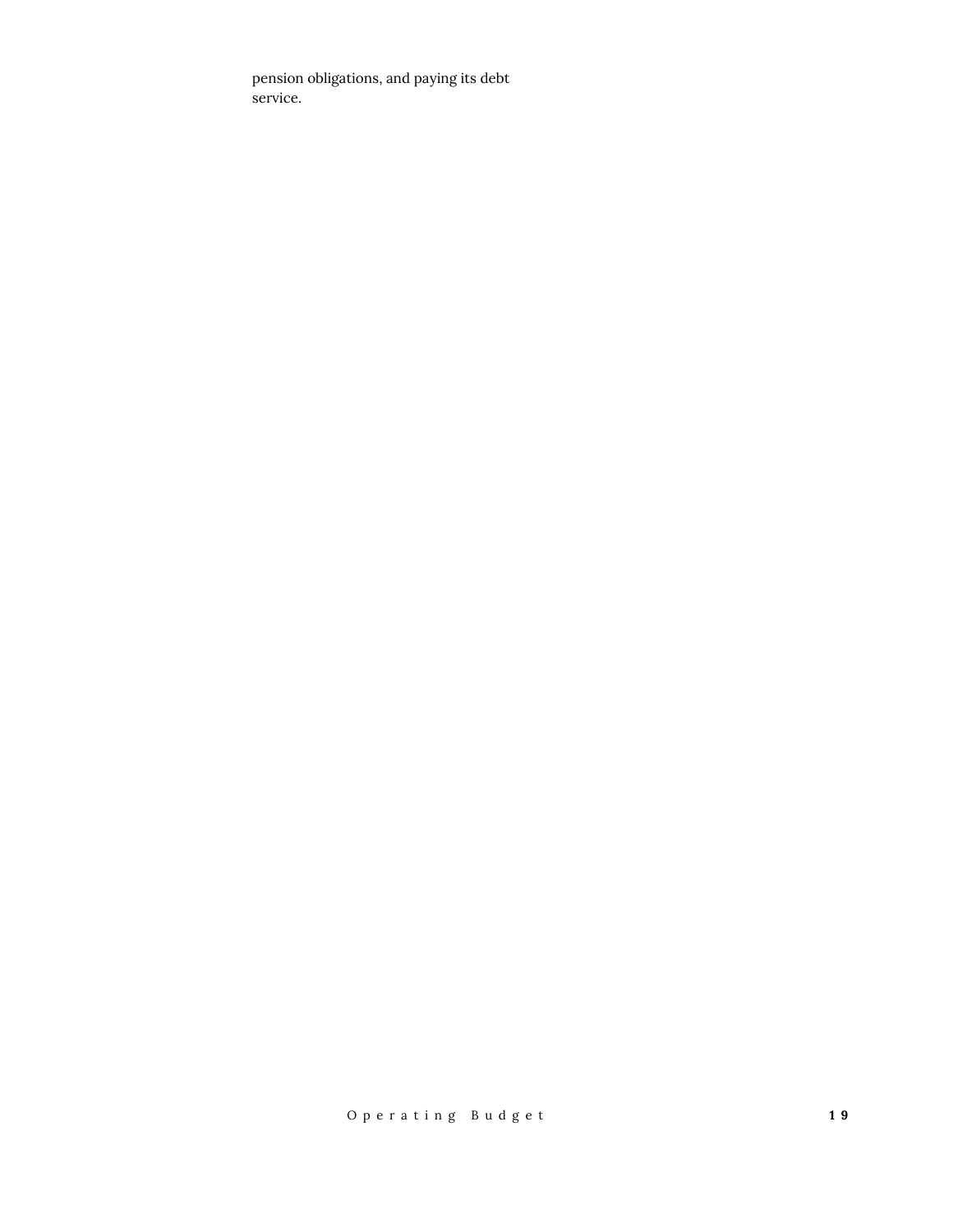pension obligations, and paying its debt service.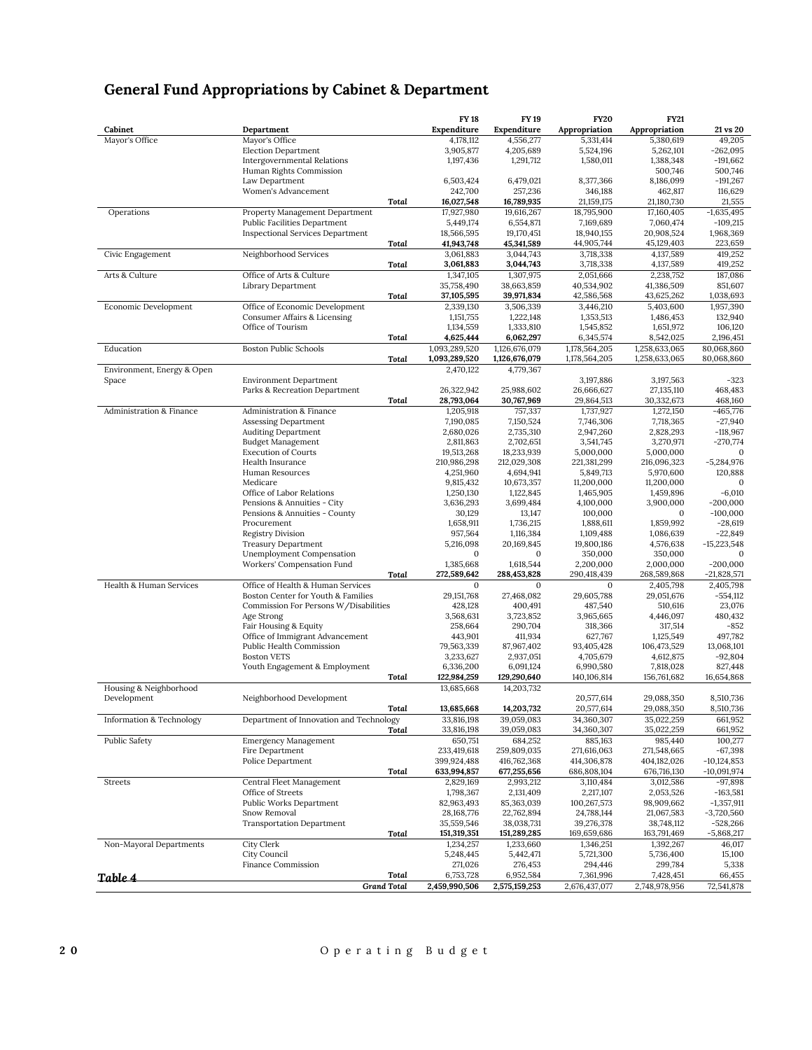## General Fund Appropriations by Cabinet & Department

| Cabinet | Department | | FY 18 Expenditure | FY 19 Expenditure | FY20 Appropriation | FY21 Appropriation | 21 vs 20 |
|---|---|---|---|---|---|---|---|
| Mayor's Office | Mayor's Office | | 4,178,112 | 4,556,277 | 5,331,414 | 5,380,619 | 49,205 |
| | Election Department | | 3,905,877 | 4,205,689 | 5,524,196 | 5,262,101 | -262,095 |
| | Intergovernmental Relations | | 1,197,436 | 1,291,712 | 1,580,011 | 1,388,348 | -191,662 |
| | Human Rights Commission | | | | | 500,746 | 500,746 |
| | Law Department | | 6,503,424 | 6,479,021 | 8,377,366 | 8,186,099 | -191,267 |
| | Women's Advancement | | 242,700 | 257,236 | 346,188 | 462,817 | 116,629 |
| | | *Total* | **16,027,548** | **16,789,935** | 21,159,175 | 21,180,730 | 21,555 |
| Operations | Property Management Department | | 17,927,980 | 19,616,267 | 18,795,900 | 17,160,405 | -1,635,495 |
| | Public Facilities Department | | 5,449,174 | 6,554,871 | 7,169,689 | 7,060,474 | -109,215 |
| | Inspectional Services Department | | 18,566,595 | 19,170,451 | 18,940,155 | 20,908,524 | 1,968,369 |
| | | *Total* | **41,943,748** | **45,341,589** | 44,905,744 | 45,129,403 | 223,659 |
| Civic Engagement | Neighborhood Services | | 3,061,883 | 3,044,743 | 3,718,338 | 4,137,589 | 419,252 |
| | | *Total* | **3,061,883** | **3,044,743** | 3,718,338 | 4,137,589 | 419,252 |
| Arts & Culture | Office of Arts & Culture | | 1,347,105 | 1,307,975 | 2,051,666 | 2,238,752 | 187,086 |
| | Library Department | | 35,758,490 | 38,663,859 | 40,534,902 | 41,386,509 | 851,607 |
| | | *Total* | **37,105,595** | **39,971,834** | 42,586,568 | 43,625,262 | 1,038,693 |
| Economic Development | Office of Economic Development | | 2,339,130 | 3,506,339 | 3,446,210 | 5,403,600 | 1,957,390 |
| | Consumer Affairs & Licensing | | 1,151,755 | 1,222,148 | 1,353,513 | 1,486,453 | 132,940 |
| | Office of Tourism | | 1,134,559 | 1,333,810 | 1,545,852 | 1,651,972 | 106,120 |
| | | *Total* | **4,625,444** | **6,062,297** | 6,345,574 | 8,542,025 | 2,196,451 |
| Education | Boston Public Schools | | 1,093,289,520 | 1,126,676,079 | 1,178,564,205 | 1,258,633,065 | 80,068,860 |
| | | *Total* | **1,093,289,520** | **1,126,676,079** | 1,178,564,205 | 1,258,633,065 | 80,068,860 |
| Environment, Energy & Open Space | | | 2,470,122 | 4,779,367 | | | |
| | Environment Department | | | | 3,197,886 | 3,197,563 | -323 |
| | Parks & Recreation Department | | 26,322,942 | 25,988,602 | 26,666,627 | 27,135,110 | 468,483 |
| | | *Total* | **28,793,064** | **30,767,969** | 29,864,513 | 30,332,673 | 468,160 |
| Administration & Finance | Administration & Finance | | 1,205,918 | 757,337 | 1,737,927 | 1,272,150 | -465,776 |
| | Assessing Department | | 7,190,085 | 7,150,524 | 7,746,306 | 7,718,365 | -27,940 |
| | Auditing Department | | 2,680,026 | 2,735,310 | 2,947,260 | 2,828,293 | -118,967 |
| | Budget Management | | 2,811,863 | 2,702,651 | 3,541,745 | 3,270,971 | -270,774 |
| | Execution of Courts | | 19,513,268 | 18,233,939 | 5,000,000 | 5,000,000 | 0 |
| | Health Insurance | | 210,986,298 | 212,029,308 | 221,381,299 | 216,096,323 | -5,284,976 |
| | Human Resources | | 4,251,960 | 4,694,941 | 5,849,713 | 5,970,600 | 120,888 |
| | Medicare | | 9,815,432 | 10,673,357 | 11,200,000 | 11,200,000 | 0 |
| | Office of Labor Relations | | 1,250,130 | 1,122,845 | 1,465,905 | 1,459,896 | -6,010 |
| | Pensions & Annuities - City | | 3,636,293 | 3,699,484 | 4,100,000 | 3,900,000 | -200,000 |
| | Pensions & Annuities - County | | 30,129 | 13,147 | 100,000 | 0 | -100,000 |
| | Procurement | | 1,658,911 | 1,736,215 | 1,888,611 | 1,859,992 | -28,619 |
| | Registry Division | | 957,564 | 1,116,384 | 1,109,488 | 1,086,639 | -22,849 |
| | Treasury Department | | 5,216,098 | 20,169,845 | 19,800,186 | 4,576,638 | -15,223,548 |
| | Unemployment Compensation | | 0 | 0 | 350,000 | 350,000 | 0 |
| | Workers' Compensation Fund | | 1,385,668 | 1,618,544 | 2,200,000 | 2,000,000 | -200,000 |
| | | *Total* | **272,589,642** | **288,453,828** | 290,418,439 | 268,589,868 | -21,828,571 |
| Health & Human Services | Office of Health & Human Services | | 0 | 0 | 0 | 2,405,798 | 2,405,798 |
| | Boston Center for Youth & Families | | 29,151,768 | 27,468,082 | 29,605,788 | 29,051,676 | -554,112 |
| | Commission For Persons W/Disabilities | | 428,128 | 400,491 | 487,540 | 510,616 | 23,076 |
| | Age Strong | | 3,568,631 | 3,723,852 | 3,965,665 | 4,446,097 | 480,432 |
| | Fair Housing & Equity | | 258,664 | 290,704 | 318,366 | 317,514 | -852 |
| | Office of Immigrant Advancement | | 443,901 | 411,934 | 627,767 | 1,125,549 | 497,782 |
| | Public Health Commission | | 79,563,339 | 87,967,402 | 93,405,428 | 106,473,529 | 13,068,101 |
| | Boston VETS | | 3,233,627 | 2,937,051 | 4,705,679 | 4,612,875 | -92,804 |
| | Youth Engagement & Employment | | 6,336,200 | 6,091,124 | 6,990,580 | 7,818,028 | 827,448 |
| | | *Total* | **122,984,259** | **129,290,640** | 140,106,814 | 156,761,682 | 16,654,868 |
| Housing & Neighborhood Development | | | 13,685,668 | 14,203,732 | | | |
| | Neighborhood Development | | | | 20,577,614 | 29,088,350 | 8,510,736 |
| | | *Total* | **13,685,668** | **14,203,732** | 20,577,614 | 29,088,350 | 8,510,736 |
| Information & Technology | Department of Innovation and Technology | | 33,816,198 | 39,059,083 | 34,360,307 | 35,022,259 | 661,952 |
| | | *Total* | 33,816,198 | 39,059,083 | 34,360,307 | 35,022,259 | 661,952 |
| Public Safety | Emergency Management | | 650,751 | 684,252 | 885,163 | 985,440 | 100,277 |
| | Fire Department | | 233,419,618 | 259,809,035 | 271,616,063 | 271,548,665 | -67,398 |
| | Police Department | | 399,924,488 | 416,762,368 | 414,306,878 | 404,182,026 | -10,124,853 |
| | | *Total* | **633,994,857** | **677,255,656** | 686,808,104 | 676,716,130 | -10,091,974 |
| Streets | Central Fleet Management | | 2,829,169 | 2,993,212 | 3,110,484 | 3,012,586 | -97,898 |
| | Office of Streets | | 1,798,367 | 2,131,409 | 2,217,107 | 2,053,526 | -163,581 |
| | Public Works Department | | 82,963,493 | 85,363,039 | 100,267,573 | 98,909,662 | -1,357,911 |
| | Snow Removal | | 28,168,776 | 22,762,894 | 24,788,144 | 21,067,583 | -3,720,560 |
| | Transportation Department | | 35,559,546 | 38,038,731 | 39,276,378 | 38,748,112 | -528,266 |
| | | *Total* | **151,319,351** | **151,289,285** | 169,659,686 | 163,791,469 | -5,868,217 |
| Non-Mayoral Departments | City Clerk | | 1,234,257 | 1,233,660 | 1,346,251 | 1,392,267 | 46,017 |
| | City Council | | 5,248,445 | 5,442,471 | 5,721,300 | 5,736,400 | 15,100 |
| | Finance Commission | | 271,026 | 276,453 | 294,446 | 299,784 | 5,338 |
| | | *Total* | 6,753,728 | 6,952,584 | 7,361,996 | 7,428,451 | 66,455 |
| | | *Grand Total* | **2,459,990,506** | **2,575,159,253** | 2,676,437,077 | 2,748,978,956 | 72,541,878 |

*Table 4*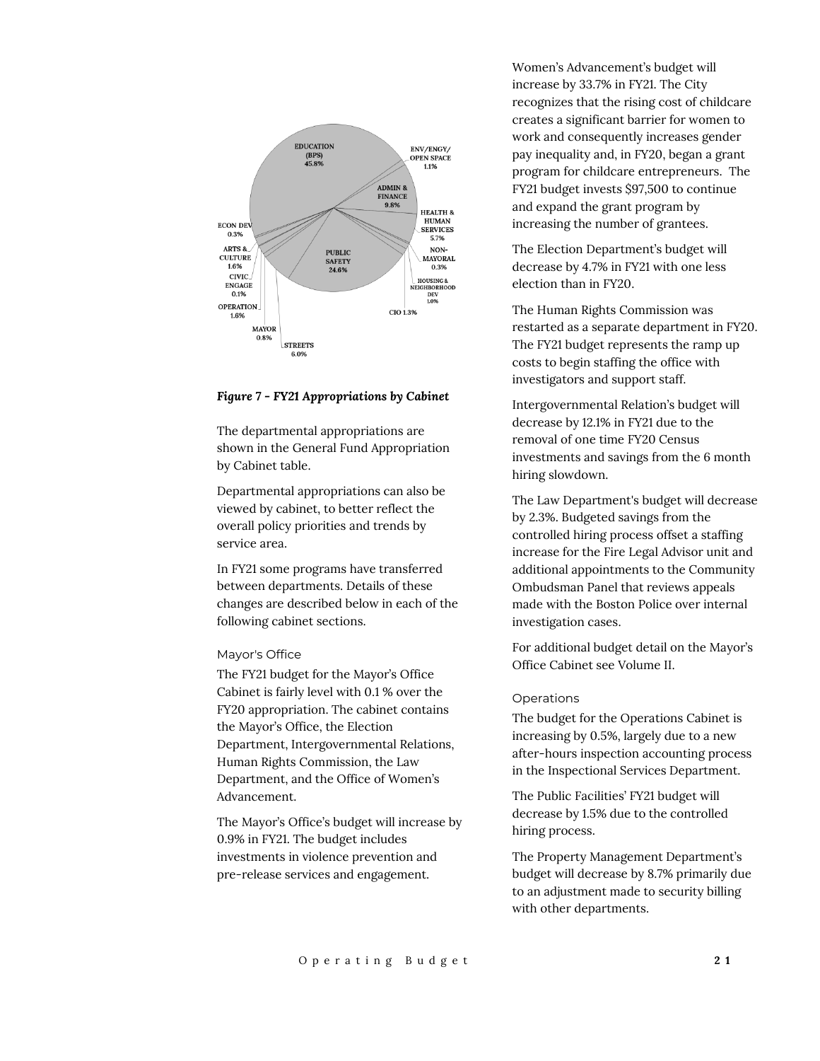*Figure 7 - FY21 Appropriations by Cabinet*

The departmental appropriations are shown in the General Fund Appropriation by Cabinet table.

Departmental appropriations can also be viewed by cabinet, to better reflect the overall policy priorities and trends by service area.

In FY21 some programs have transferred between departments. Details of these changes are described below in each of the following cabinet sections.

### Mayor's Office

The FY21 budget for the Mayor's Office Cabinet is fairly level with 0.1 % over the FY20 appropriation. The cabinet contains the Mayor's Office, the Election Department, Intergovernmental Relations, Human Rights Commission, the Law Department, and the Office of Women's Advancement.

The Mayor's Office's budget will increase by 0.9% in FY21. The budget includes investments in violence prevention and pre-release services and engagement.

Women's Advancement's budget will increase by 33.7% in FY21. The City recognizes that the rising cost of childcare creates a significant barrier for women to work and consequently increases gender pay inequality and, in FY20, began a grant program for childcare entrepreneurs. The FY21 budget invests $97,500 to continue and expand the grant program by increasing the number of grantees.

The Election Department's budget will decrease by 4.7% in FY21 with one less election than in FY20.

The Human Rights Commission was restarted as a separate department in FY20. The FY21 budget represents the ramp up costs to begin staffing the office with investigators and support staff.

Intergovernmental Relation's budget will decrease by 12.1% in FY21 due to the removal of one time FY20 Census investments and savings from the 6 month hiring slowdown.

The Law Department's budget will decrease by 2.3%. Budgeted savings from the controlled hiring process offset a staffing increase for the Fire Legal Advisor unit and additional appointments to the Community Ombudsman Panel that reviews appeals made with the Boston Police over internal investigation cases.

For additional budget detail on the Mayor's Office Cabinet see Volume II.

### Operations

The budget for the Operations Cabinet is increasing by 0.5%, largely due to a new after-hours inspection accounting process in the Inspectional Services Department.

The Public Facilities' FY21 budget will decrease by 1.5% due to the controlled hiring process.

The Property Management Department's budget will decrease by 8.7% primarily due to an adjustment made to security billing with other departments.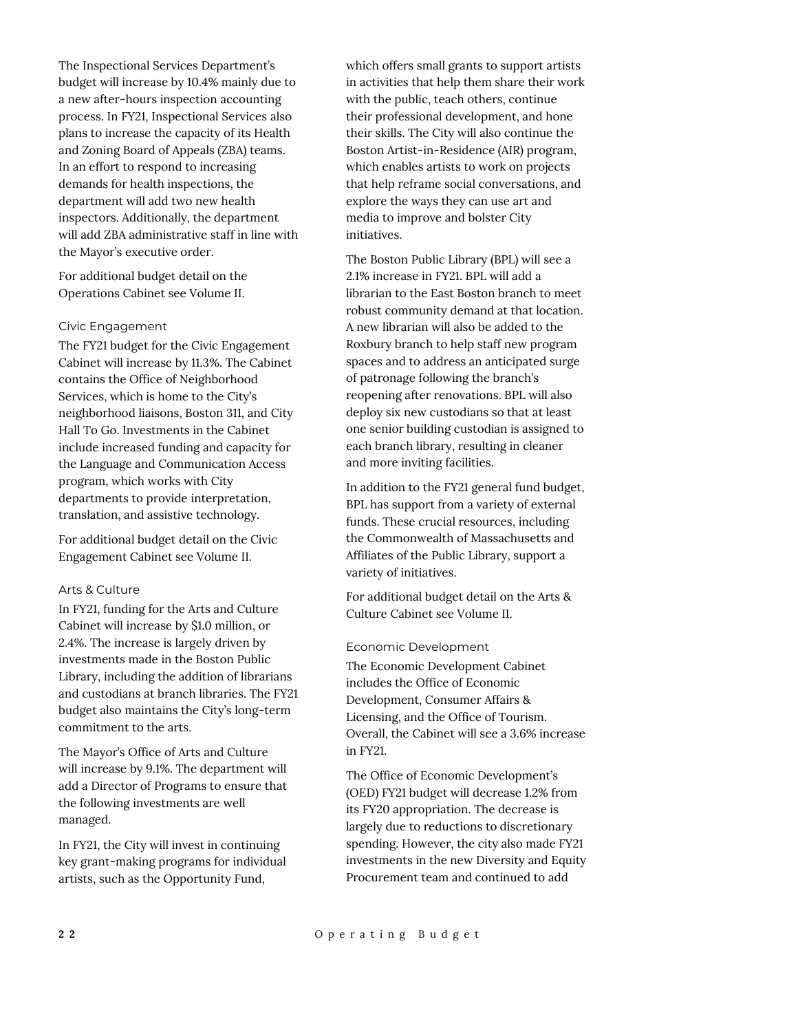The Inspectional Services Department's budget will increase by 10.4% mainly due to a new after-hours inspection accounting process. In FY21, Inspectional Services also plans to increase the capacity of its Health and Zoning Board of Appeals (ZBA) teams. In an effort to respond to increasing demands for health inspections, the department will add two new health inspectors. Additionally, the department will add ZBA administrative staff in line with the Mayor's executive order.

For additional budget detail on the Operations Cabinet see Volume II.

### Civic Engagement

The FY21 budget for the Civic Engagement Cabinet will increase by 11.3%. The Cabinet contains the Office of Neighborhood Services, which is home to the City's neighborhood liaisons, Boston 311, and City Hall To Go. Investments in the Cabinet include increased funding and capacity for the Language and Communication Access program, which works with City departments to provide interpretation, translation, and assistive technology.

For additional budget detail on the Civic Engagement Cabinet see Volume II.

### Arts & Culture

In FY21, funding for the Arts and Culture Cabinet will increase by $1.0 million, or 2.4%. The increase is largely driven by investments made in the Boston Public Library, including the addition of librarians and custodians at branch libraries. The FY21 budget also maintains the City's long-term commitment to the arts.

The Mayor's Office of Arts and Culture will increase by 9.1%. The department will add a Director of Programs to ensure that the following investments are well managed.

In FY21, the City will invest in continuing key grant-making programs for individual artists, such as the Opportunity Fund, which offers small grants to support artists in activities that help them share their work with the public, teach others, continue their professional development, and hone their skills. The City will also continue the Boston Artist-in-Residence (AIR) program, which enables artists to work on projects that help reframe social conversations, and explore the ways they can use art and media to improve and bolster City initiatives.

The Boston Public Library (BPL) will see a 2.1% increase in FY21. BPL will add a librarian to the East Boston branch to meet robust community demand at that location. A new librarian will also be added to the Roxbury branch to help staff new program spaces and to address an anticipated surge of patronage following the branch's reopening after renovations. BPL will also deploy six new custodians so that at least one senior building custodian is assigned to each branch library, resulting in cleaner and more inviting facilities.

In addition to the FY21 general fund budget, BPL has support from a variety of external funds. These crucial resources, including the Commonwealth of Massachusetts and Affiliates of the Public Library, support a variety of initiatives.

For additional budget detail on the Arts & Culture Cabinet see Volume II.

### Economic Development

The Economic Development Cabinet includes the Office of Economic Development, Consumer Affairs & Licensing, and the Office of Tourism. Overall, the Cabinet will see a 3.6% increase in FY21.

The Office of Economic Development's (OED) FY21 budget will decrease 1.2% from its FY20 appropriation. The decrease is largely due to reductions to discretionary spending. However, the city also made FY21 investments in the new Diversity and Equity Procurement team and continued to add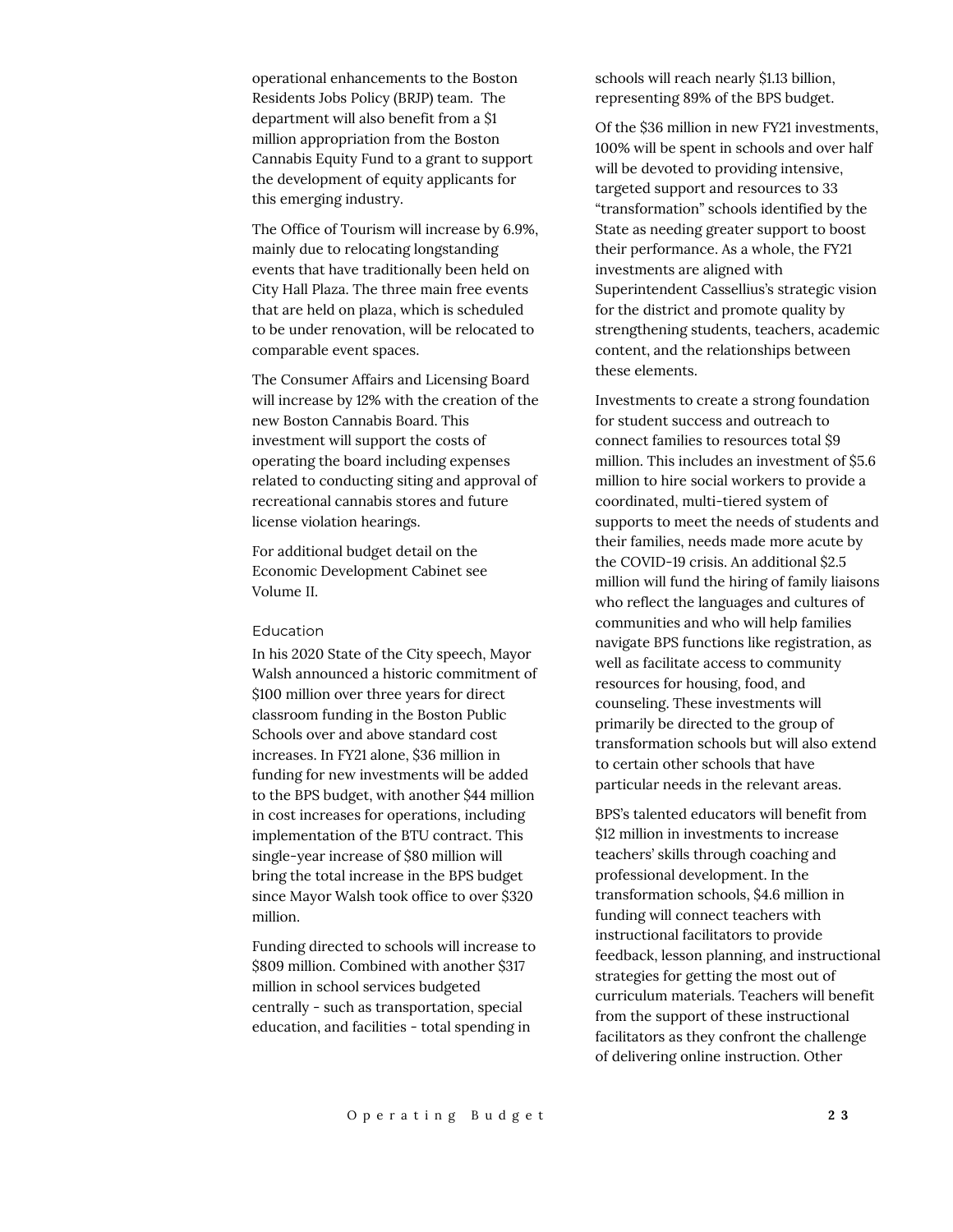operational enhancements to the Boston Residents Jobs Policy (BRJP) team. The department will also benefit from a $1 million appropriation from the Boston Cannabis Equity Fund to a grant to support the development of equity applicants for this emerging industry.

The Office of Tourism will increase by 6.9%, mainly due to relocating longstanding events that have traditionally been held on City Hall Plaza. The three main free events that are held on plaza, which is scheduled to be under renovation, will be relocated to comparable event spaces.

The Consumer Affairs and Licensing Board will increase by 12% with the creation of the new Boston Cannabis Board. This investment will support the costs of operating the board including expenses related to conducting siting and approval of recreational cannabis stores and future license violation hearings.

For additional budget detail on the Economic Development Cabinet see Volume II.

### Education

In his 2020 State of the City speech, Mayor Walsh announced a historic commitment of $100 million over three years for direct classroom funding in the Boston Public Schools over and above standard cost increases. In FY21 alone, $36 million in funding for new investments will be added to the BPS budget, with another $44 million in cost increases for operations, including implementation of the BTU contract. This single-year increase of $80 million will bring the total increase in the BPS budget since Mayor Walsh took office to over $320 million.

Funding directed to schools will increase to $809 million. Combined with another $317 million in school services budgeted centrally - such as transportation, special education, and facilities - total spending in schools will reach nearly $1.13 billion, representing 89% of the BPS budget.

Of the $36 million in new FY21 investments, 100% will be spent in schools and over half will be devoted to providing intensive, targeted support and resources to 33 "transformation" schools identified by the State as needing greater support to boost their performance. As a whole, the FY21 investments are aligned with Superintendent Cassellius's strategic vision for the district and promote quality by strengthening students, teachers, academic content, and the relationships between these elements.

Investments to create a strong foundation for student success and outreach to connect families to resources total $9 million. This includes an investment of $5.6 million to hire social workers to provide a coordinated, multi-tiered system of supports to meet the needs of students and their families, needs made more acute by the COVID-19 crisis. An additional $2.5 million will fund the hiring of family liaisons who reflect the languages and cultures of communities and who will help families navigate BPS functions like registration, as well as facilitate access to community resources for housing, food, and counseling. These investments will primarily be directed to the group of transformation schools but will also extend to certain other schools that have particular needs in the relevant areas.

BPS's talented educators will benefit from $12 million in investments to increase teachers' skills through coaching and professional development. In the transformation schools, $4.6 million in funding will connect teachers with instructional facilitators to provide feedback, lesson planning, and instructional strategies for getting the most out of curriculum materials. Teachers will benefit from the support of these instructional facilitators as they confront the challenge of delivering online instruction. Other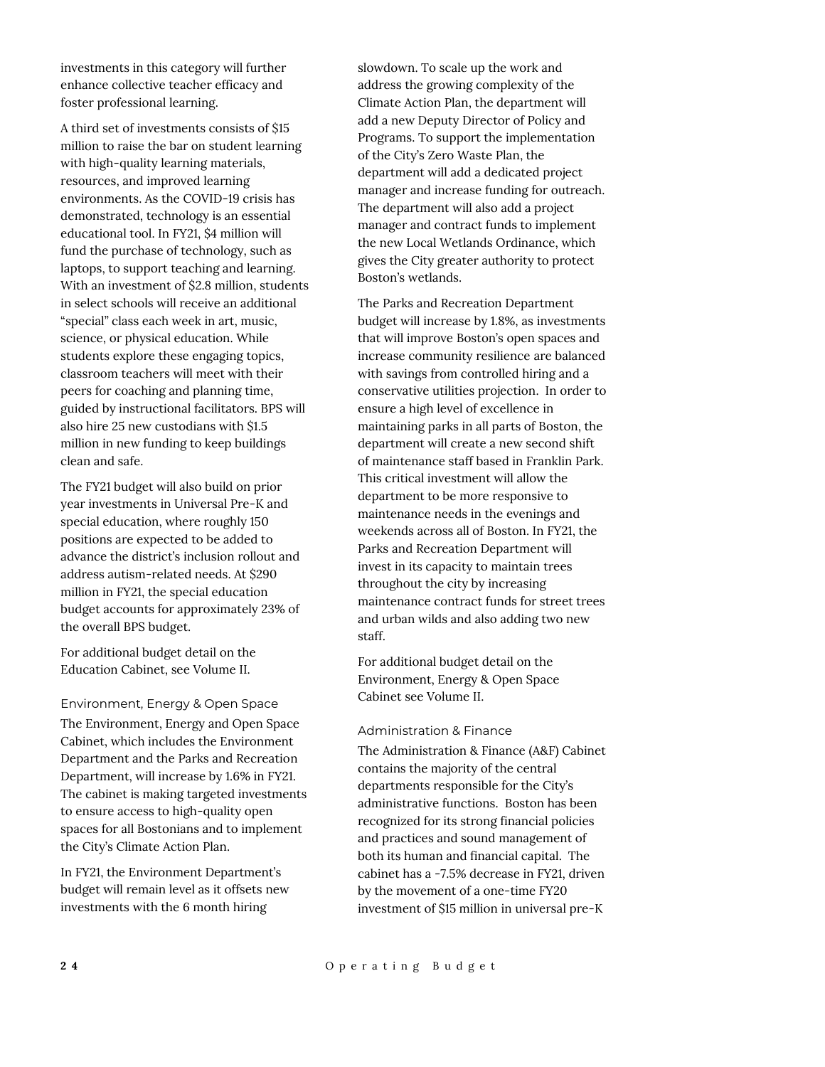investments in this category will further enhance collective teacher efficacy and foster professional learning.

A third set of investments consists of $15 million to raise the bar on student learning with high-quality learning materials, resources, and improved learning environments. As the COVID-19 crisis has demonstrated, technology is an essential educational tool. In FY21, $4 million will fund the purchase of technology, such as laptops, to support teaching and learning. With an investment of $2.8 million, students in select schools will receive an additional "special" class each week in art, music, science, or physical education. While students explore these engaging topics, classroom teachers will meet with their peers for coaching and planning time, guided by instructional facilitators. BPS will also hire 25 new custodians with $1.5 million in new funding to keep buildings clean and safe.

The FY21 budget will also build on prior year investments in Universal Pre-K and special education, where roughly 150 positions are expected to be added to advance the district's inclusion rollout and address autism-related needs. At $290 million in FY21, the special education budget accounts for approximately 23% of the overall BPS budget.

For additional budget detail on the Education Cabinet, see Volume II.

### Environment, Energy & Open Space

The Environment, Energy and Open Space Cabinet, which includes the Environment Department and the Parks and Recreation Department, will increase by 1.6% in FY21. The cabinet is making targeted investments to ensure access to high-quality open spaces for all Bostonians and to implement the City's Climate Action Plan.

In FY21, the Environment Department's budget will remain level as it offsets new investments with the 6 month hiring slowdown. To scale up the work and address the growing complexity of the Climate Action Plan, the department will add a new Deputy Director of Policy and Programs. To support the implementation of the City's Zero Waste Plan, the department will add a dedicated project manager and increase funding for outreach. The department will also add a project manager and contract funds to implement the new Local Wetlands Ordinance, which gives the City greater authority to protect Boston's wetlands.

The Parks and Recreation Department budget will increase by 1.8%, as investments that will improve Boston's open spaces and increase community resilience are balanced with savings from controlled hiring and a conservative utilities projection. In order to ensure a high level of excellence in maintaining parks in all parts of Boston, the department will create a new second shift of maintenance staff based in Franklin Park. This critical investment will allow the department to be more responsive to maintenance needs in the evenings and weekends across all of Boston. In FY21, the Parks and Recreation Department will invest in its capacity to maintain trees throughout the city by increasing maintenance contract funds for street trees and urban wilds and also adding two new staff.

For additional budget detail on the Environment, Energy & Open Space Cabinet see Volume II.

### Administration & Finance

The Administration & Finance (A&F) Cabinet contains the majority of the central departments responsible for the City's administrative functions. Boston has been recognized for its strong financial policies and practices and sound management of both its human and financial capital. The cabinet has a -7.5% decrease in FY21, driven by the movement of a one-time FY20 investment of $15 million in universal pre-K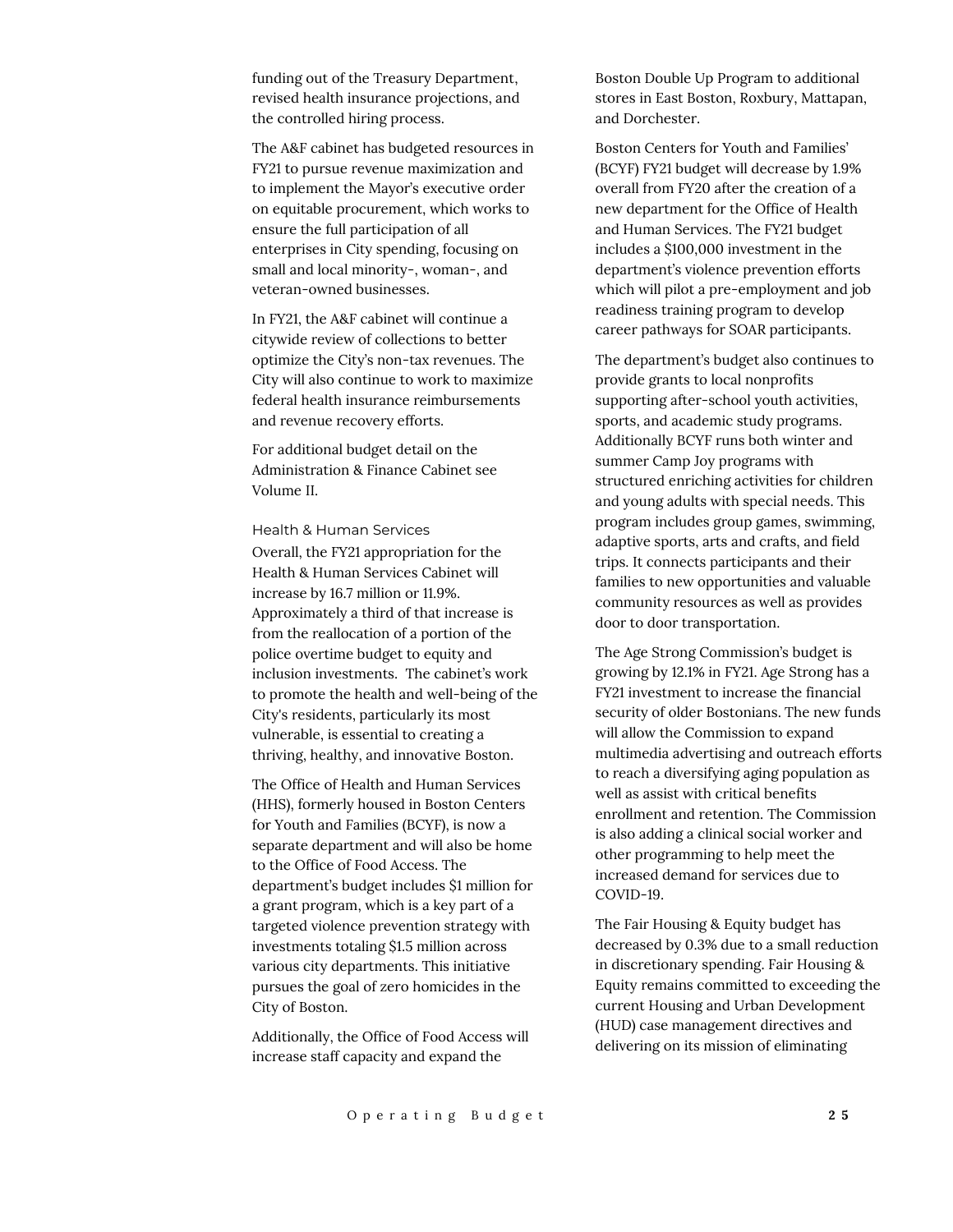funding out of the Treasury Department, revised health insurance projections, and the controlled hiring process.

The A&F cabinet has budgeted resources in FY21 to pursue revenue maximization and to implement the Mayor's executive order on equitable procurement, which works to ensure the full participation of all enterprises in City spending, focusing on small and local minority-, woman-, and veteran-owned businesses.

In FY21, the A&F cabinet will continue a citywide review of collections to better optimize the City's non-tax revenues. The City will also continue to work to maximize federal health insurance reimbursements and revenue recovery efforts.

For additional budget detail on the Administration & Finance Cabinet see Volume II.

### Health & Human Services

Overall, the FY21 appropriation for the Health & Human Services Cabinet will increase by 16.7 million or 11.9%. Approximately a third of that increase is from the reallocation of a portion of the police overtime budget to equity and inclusion investments. The cabinet's work to promote the health and well-being of the City's residents, particularly its most vulnerable, is essential to creating a thriving, healthy, and innovative Boston.

The Office of Health and Human Services (HHS), formerly housed in Boston Centers for Youth and Families (BCYF), is now a separate department and will also be home to the Office of Food Access. The department's budget includes $1 million for a grant program, which is a key part of a targeted violence prevention strategy with investments totaling $1.5 million across various city departments. This initiative pursues the goal of zero homicides in the City of Boston.

Additionally, the Office of Food Access will increase staff capacity and expand the Boston Double Up Program to additional stores in East Boston, Roxbury, Mattapan, and Dorchester.

Boston Centers for Youth and Families' (BCYF) FY21 budget will decrease by 1.9% overall from FY20 after the creation of a new department for the Office of Health and Human Services. The FY21 budget includes a $100,000 investment in the department's violence prevention efforts which will pilot a pre-employment and job readiness training program to develop career pathways for SOAR participants.

The department's budget also continues to provide grants to local nonprofits supporting after-school youth activities, sports, and academic study programs. Additionally BCYF runs both winter and summer Camp Joy programs with structured enriching activities for children and young adults with special needs. This program includes group games, swimming, adaptive sports, arts and crafts, and field trips. It connects participants and their families to new opportunities and valuable community resources as well as provides door to door transportation.

The Age Strong Commission's budget is growing by 12.1% in FY21. Age Strong has a FY21 investment to increase the financial security of older Bostonians. The new funds will allow the Commission to expand multimedia advertising and outreach efforts to reach a diversifying aging population as well as assist with critical benefits enrollment and retention. The Commission is also adding a clinical social worker and other programming to help meet the increased demand for services due to COVID-19.

The Fair Housing & Equity budget has decreased by 0.3% due to a small reduction in discretionary spending. Fair Housing & Equity remains committed to exceeding the current Housing and Urban Development (HUD) case management directives and delivering on its mission of eliminating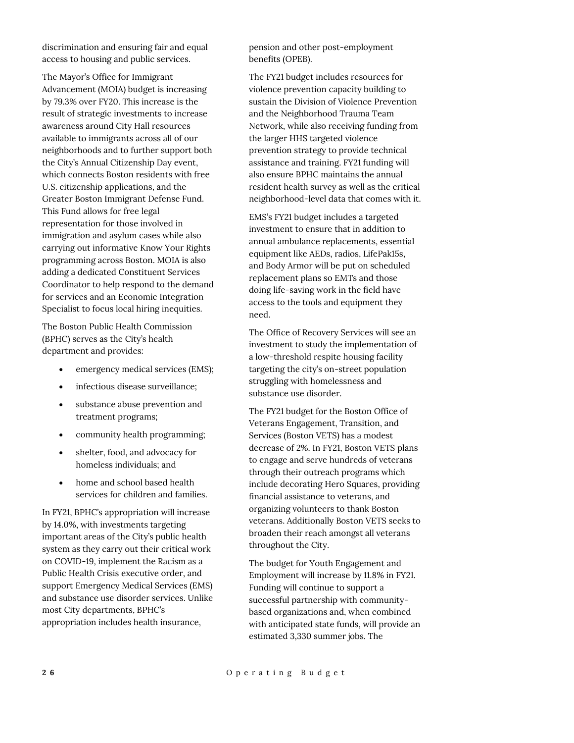discrimination and ensuring fair and equal access to housing and public services.

The Mayor's Office for Immigrant Advancement (MOIA) budget is increasing by 79.3% over FY20. This increase is the result of strategic investments to increase awareness around City Hall resources available to immigrants across all of our neighborhoods and to further support both the City's Annual Citizenship Day event, which connects Boston residents with free U.S. citizenship applications, and the Greater Boston Immigrant Defense Fund. This Fund allows for free legal representation for those involved in immigration and asylum cases while also carrying out informative Know Your Rights programming across Boston. MOIA is also adding a dedicated Constituent Services Coordinator to help respond to the demand for services and an Economic Integration Specialist to focus local hiring inequities.

The Boston Public Health Commission (BPHC) serves as the City's health department and provides:

- emergency medical services (EMS);
- infectious disease surveillance;
- substance abuse prevention and treatment programs;
- community health programming;
- shelter, food, and advocacy for homeless individuals; and
- home and school based health services for children and families.

In FY21, BPHC's appropriation will increase by 14.0%, with investments targeting important areas of the City's public health system as they carry out their critical work on COVID-19, implement the Racism as a Public Health Crisis executive order, and support Emergency Medical Services (EMS) and substance use disorder services. Unlike most City departments, BPHC's appropriation includes health insurance, pension and other post-employment benefits (OPEB).

The FY21 budget includes resources for violence prevention capacity building to sustain the Division of Violence Prevention and the Neighborhood Trauma Team Network, while also receiving funding from the larger HHS targeted violence prevention strategy to provide technical assistance and training. FY21 funding will also ensure BPHC maintains the annual resident health survey as well as the critical neighborhood-level data that comes with it.

EMS's FY21 budget includes a targeted investment to ensure that in addition to annual ambulance replacements, essential equipment like AEDs, radios, LifePak15s, and Body Armor will be put on scheduled replacement plans so EMTs and those doing life-saving work in the field have access to the tools and equipment they need.

The Office of Recovery Services will see an investment to study the implementation of a low-threshold respite housing facility targeting the city's on-street population struggling with homelessness and substance use disorder.

The FY21 budget for the Boston Office of Veterans Engagement, Transition, and Services (Boston VETS) has a modest decrease of 2%. In FY21, Boston VETS plans to engage and serve hundreds of veterans through their outreach programs which include decorating Hero Squares, providing financial assistance to veterans, and organizing volunteers to thank Boston veterans. Additionally Boston VETS seeks to broaden their reach amongst all veterans throughout the City.

The budget for Youth Engagement and Employment will increase by 11.8% in FY21. Funding will continue to support a successful partnership with community-based organizations and, when combined with anticipated state funds, will provide an estimated 3,330 summer jobs. The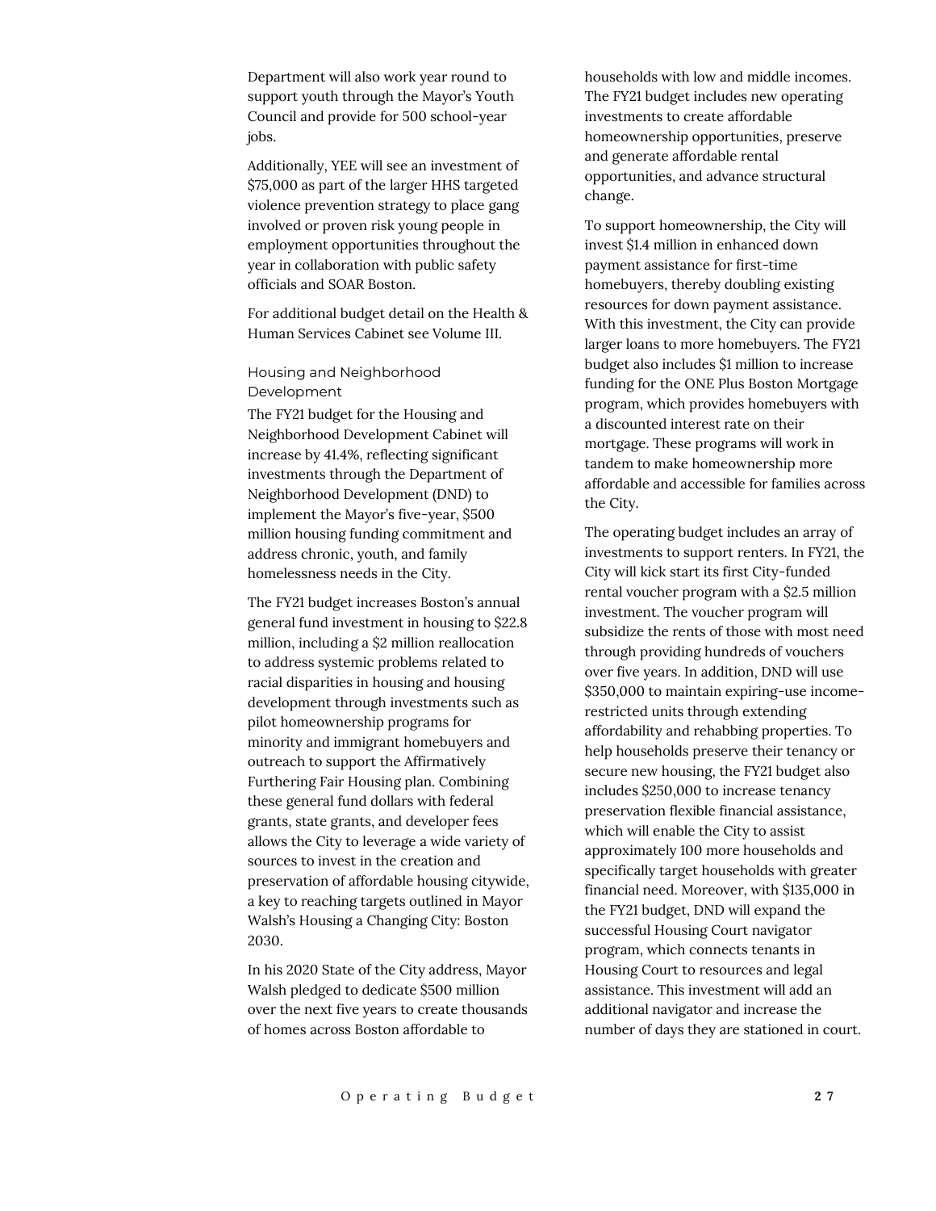Department will also work year round to support youth through the Mayor's Youth Council and provide for 500 school-year jobs.

Additionally, YEE will see an investment of $75,000 as part of the larger HHS targeted violence prevention strategy to place gang involved or proven risk young people in employment opportunities throughout the year in collaboration with public safety officials and SOAR Boston.

For additional budget detail on the Health & Human Services Cabinet see Volume III.

### Housing and Neighborhood Development

The FY21 budget for the Housing and Neighborhood Development Cabinet will increase by 41.4%, reflecting significant investments through the Department of Neighborhood Development (DND) to implement the Mayor's five-year, $500 million housing funding commitment and address chronic, youth, and family homelessness needs in the City.

The FY21 budget increases Boston's annual general fund investment in housing to $22.8 million, including a $2 million reallocation to address systemic problems related to racial disparities in housing and housing development through investments such as pilot homeownership programs for minority and immigrant homebuyers and outreach to support the Affirmatively Furthering Fair Housing plan. Combining these general fund dollars with federal grants, state grants, and developer fees allows the City to leverage a wide variety of sources to invest in the creation and preservation of affordable housing citywide, a key to reaching targets outlined in Mayor Walsh's Housing a Changing City: Boston 2030.

In his 2020 State of the City address, Mayor Walsh pledged to dedicate $500 million over the next five years to create thousands of homes across Boston affordable to households with low and middle incomes. The FY21 budget includes new operating investments to create affordable homeownership opportunities, preserve and generate affordable rental opportunities, and advance structural change.

To support homeownership, the City will invest $1.4 million in enhanced down payment assistance for first-time homebuyers, thereby doubling existing resources for down payment assistance. With this investment, the City can provide larger loans to more homebuyers. The FY21 budget also includes $1 million to increase funding for the ONE Plus Boston Mortgage program, which provides homebuyers with a discounted interest rate on their mortgage. These programs will work in tandem to make homeownership more affordable and accessible for families across the City.

The operating budget includes an array of investments to support renters. In FY21, the City will kick start its first City-funded rental voucher program with a $2.5 million investment. The voucher program will subsidize the rents of those with most need through providing hundreds of vouchers over five years. In addition, DND will use $350,000 to maintain expiring-use income-restricted units through extending affordability and rehabbing properties. To help households preserve their tenancy or secure new housing, the FY21 budget also includes $250,000 to increase tenancy preservation flexible financial assistance, which will enable the City to assist approximately 100 more households and specifically target households with greater financial need. Moreover, with $135,000 in the FY21 budget, DND will expand the successful Housing Court navigator program, which connects tenants in Housing Court to resources and legal assistance. This investment will add an additional navigator and increase the number of days they are stationed in court.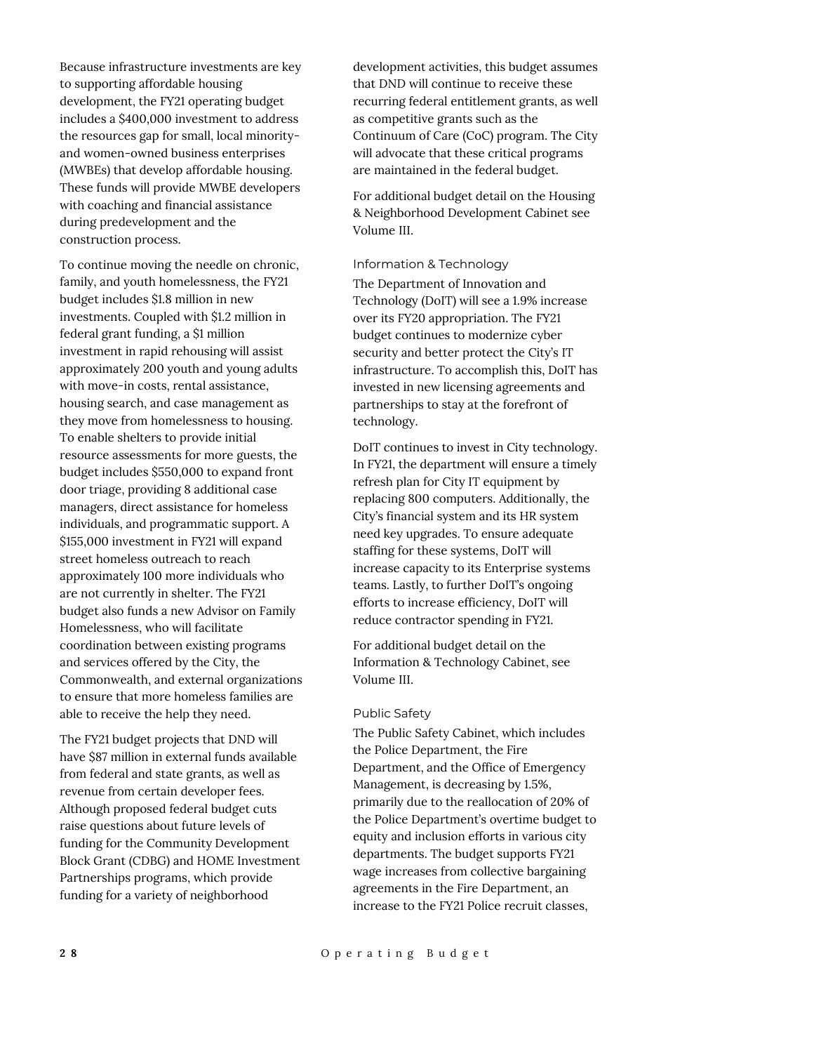Because infrastructure investments are key to supporting affordable housing development, the FY21 operating budget includes a $400,000 investment to address the resources gap for small, local minority- and women-owned business enterprises (MWBEs) that develop affordable housing. These funds will provide MWBE developers with coaching and financial assistance during predevelopment and the construction process.

To continue moving the needle on chronic, family, and youth homelessness, the FY21 budget includes $1.8 million in new investments. Coupled with $1.2 million in federal grant funding, a $1 million investment in rapid rehousing will assist approximately 200 youth and young adults with move-in costs, rental assistance, housing search, and case management as they move from homelessness to housing. To enable shelters to provide initial resource assessments for more guests, the budget includes $550,000 to expand front door triage, providing 8 additional case managers, direct assistance for homeless individuals, and programmatic support. A $155,000 investment in FY21 will expand street homeless outreach to reach approximately 100 more individuals who are not currently in shelter. The FY21 budget also funds a new Advisor on Family Homelessness, who will facilitate coordination between existing programs and services offered by the City, the Commonwealth, and external organizations to ensure that more homeless families are able to receive the help they need.

The FY21 budget projects that DND will have $87 million in external funds available from federal and state grants, as well as revenue from certain developer fees. Although proposed federal budget cuts raise questions about future levels of funding for the Community Development Block Grant (CDBG) and HOME Investment Partnerships programs, which provide funding for a variety of neighborhood development activities, this budget assumes that DND will continue to receive these recurring federal entitlement grants, as well as competitive grants such as the Continuum of Care (CoC) program. The City will advocate that these critical programs are maintained in the federal budget.

For additional budget detail on the Housing & Neighborhood Development Cabinet see Volume III.

### Information & Technology

The Department of Innovation and Technology (DoIT) will see a 1.9% increase over its FY20 appropriation. The FY21 budget continues to modernize cyber security and better protect the City's IT infrastructure. To accomplish this, DoIT has invested in new licensing agreements and partnerships to stay at the forefront of technology.

DoIT continues to invest in City technology. In FY21, the department will ensure a timely refresh plan for City IT equipment by replacing 800 computers. Additionally, the City's financial system and its HR system need key upgrades. To ensure adequate staffing for these systems, DoIT will increase capacity to its Enterprise systems teams. Lastly, to further DoIT's ongoing efforts to increase efficiency, DoIT will reduce contractor spending in FY21.

For additional budget detail on the Information & Technology Cabinet, see Volume III.

### Public Safety

The Public Safety Cabinet, which includes the Police Department, the Fire Department, and the Office of Emergency Management, is decreasing by 1.5%, primarily due to the reallocation of 20% of the Police Department's overtime budget to equity and inclusion efforts in various city departments. The budget supports FY21 wage increases from collective bargaining agreements in the Fire Department, an increase to the FY21 Police recruit classes,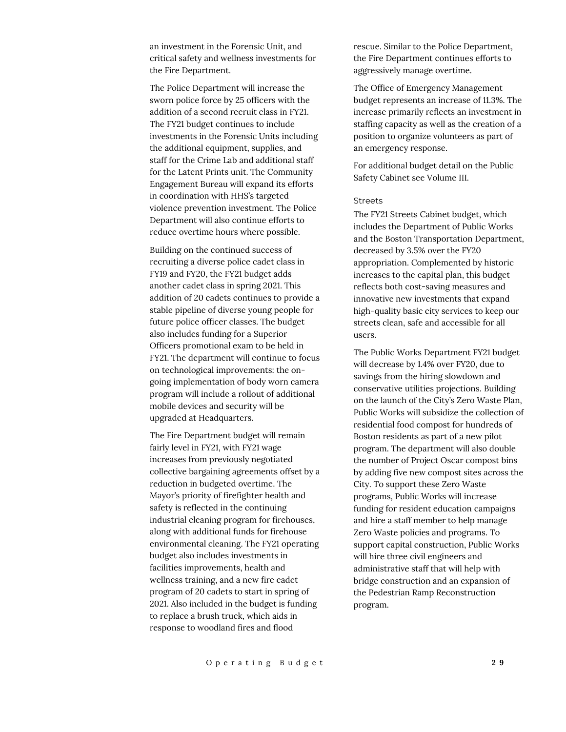an investment in the Forensic Unit, and critical safety and wellness investments for the Fire Department.

The Police Department will increase the sworn police force by 25 officers with the addition of a second recruit class in FY21. The FY21 budget continues to include investments in the Forensic Units including the additional equipment, supplies, and staff for the Crime Lab and additional staff for the Latent Prints unit. The Community Engagement Bureau will expand its efforts in coordination with HHS's targeted violence prevention investment. The Police Department will also continue efforts to reduce overtime hours where possible.

Building on the continued success of recruiting a diverse police cadet class in FY19 and FY20, the FY21 budget adds another cadet class in spring 2021. This addition of 20 cadets continues to provide a stable pipeline of diverse young people for future police officer classes. The budget also includes funding for a Superior Officers promotional exam to be held in FY21. The department will continue to focus on technological improvements: the on-going implementation of body worn camera program will include a rollout of additional mobile devices and security will be upgraded at Headquarters.

The Fire Department budget will remain fairly level in FY21, with FY21 wage increases from previously negotiated collective bargaining agreements offset by a reduction in budgeted overtime. The Mayor's priority of firefighter health and safety is reflected in the continuing industrial cleaning program for firehouses, along with additional funds for firehouse environmental cleaning. The FY21 operating budget also includes investments in facilities improvements, health and wellness training, and a new fire cadet program of 20 cadets to start in spring of 2021. Also included in the budget is funding to replace a brush truck, which aids in response to woodland fires and flood rescue. Similar to the Police Department, the Fire Department continues efforts to aggressively manage overtime.

The Office of Emergency Management budget represents an increase of 11.3%. The increase primarily reflects an investment in staffing capacity as well as the creation of a position to organize volunteers as part of an emergency response.

For additional budget detail on the Public Safety Cabinet see Volume III.

### Streets

The FY21 Streets Cabinet budget, which includes the Department of Public Works and the Boston Transportation Department, decreased by 3.5% over the FY20 appropriation. Complemented by historic increases to the capital plan, this budget reflects both cost-saving measures and innovative new investments that expand high-quality basic city services to keep our streets clean, safe and accessible for all users.

The Public Works Department FY21 budget will decrease by 1.4% over FY20, due to savings from the hiring slowdown and conservative utilities projections. Building on the launch of the City's Zero Waste Plan, Public Works will subsidize the collection of residential food compost for hundreds of Boston residents as part of a new pilot program. The department will also double the number of Project Oscar compost bins by adding five new compost sites across the City. To support these Zero Waste programs, Public Works will increase funding for resident education campaigns and hire a staff member to help manage Zero Waste policies and programs. To support capital construction, Public Works will hire three civil engineers and administrative staff that will help with bridge construction and an expansion of the Pedestrian Ramp Reconstruction program.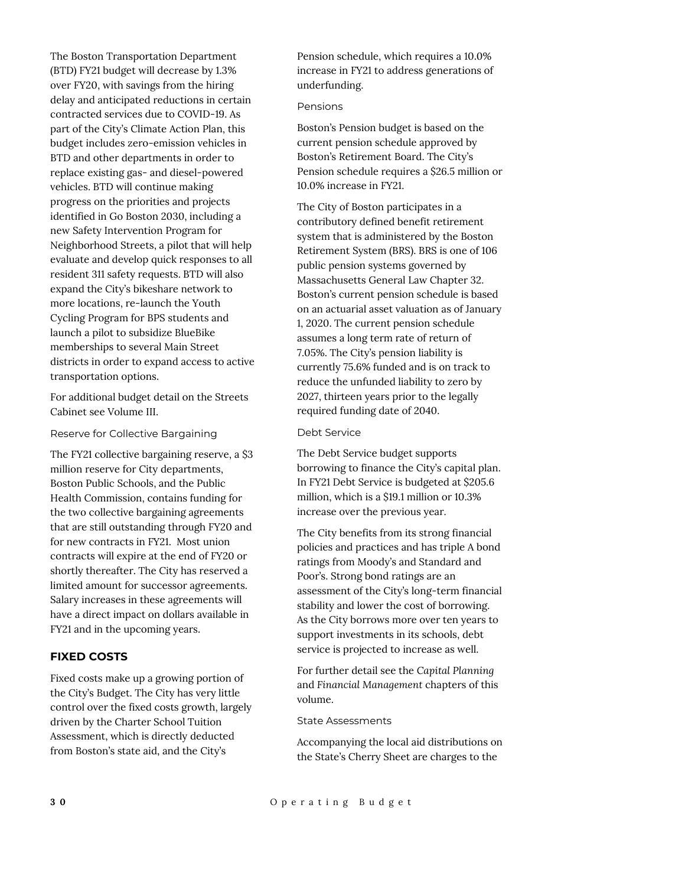The Boston Transportation Department (BTD) FY21 budget will decrease by 1.3% over FY20, with savings from the hiring delay and anticipated reductions in certain contracted services due to COVID-19. As part of the City's Climate Action Plan, this budget includes zero-emission vehicles in BTD and other departments in order to replace existing gas- and diesel-powered vehicles. BTD will continue making progress on the priorities and projects identified in Go Boston 2030, including a new Safety Intervention Program for Neighborhood Streets, a pilot that will help evaluate and develop quick responses to all resident 311 safety requests. BTD will also expand the City's bikeshare network to more locations, re-launch the Youth Cycling Program for BPS students and launch a pilot to subsidize BlueBike memberships to several Main Street districts in order to expand access to active transportation options.

For additional budget detail on the Streets Cabinet see Volume III.

#### Reserve for Collective Bargaining

The FY21 collective bargaining reserve, a $3 million reserve for City departments, Boston Public Schools, and the Public Health Commission, contains funding for the two collective bargaining agreements that are still outstanding through FY20 and for new contracts in FY21. Most union contracts will expire at the end of FY20 or shortly thereafter. The City has reserved a limited amount for successor agreements. Salary increases in these agreements will have a direct impact on dollars available in FY21 and in the upcoming years.

### FIXED COSTS

Fixed costs make up a growing portion of the City's Budget. The City has very little control over the fixed costs growth, largely driven by the Charter School Tuition Assessment, which is directly deducted from Boston's state aid, and the City's Pension schedule, which requires a 10.0% increase in FY21 to address generations of underfunding.

#### Pensions

Boston's Pension budget is based on the current pension schedule approved by Boston's Retirement Board. The City's Pension schedule requires a $26.5 million or 10.0% increase in FY21.

The City of Boston participates in a contributory defined benefit retirement system that is administered by the Boston Retirement System (BRS). BRS is one of 106 public pension systems governed by Massachusetts General Law Chapter 32. Boston's current pension schedule is based on an actuarial asset valuation as of January 1, 2020. The current pension schedule assumes a long term rate of return of 7.05%. The City's pension liability is currently 75.6% funded and is on track to reduce the unfunded liability to zero by 2027, thirteen years prior to the legally required funding date of 2040.

#### Debt Service

The Debt Service budget supports borrowing to finance the City's capital plan. In FY21 Debt Service is budgeted at $205.6 million, which is a $19.1 million or 10.3% increase over the previous year.

The City benefits from its strong financial policies and practices and has triple A bond ratings from Moody's and Standard and Poor's. Strong bond ratings are an assessment of the City's long-term financial stability and lower the cost of borrowing. As the City borrows more over ten years to support investments in its schools, debt service is projected to increase as well.

For further detail see the *Capital Planning* and *Financial Management* chapters of this volume.

#### State Assessments

Accompanying the local aid distributions on the State's Cherry Sheet are charges to the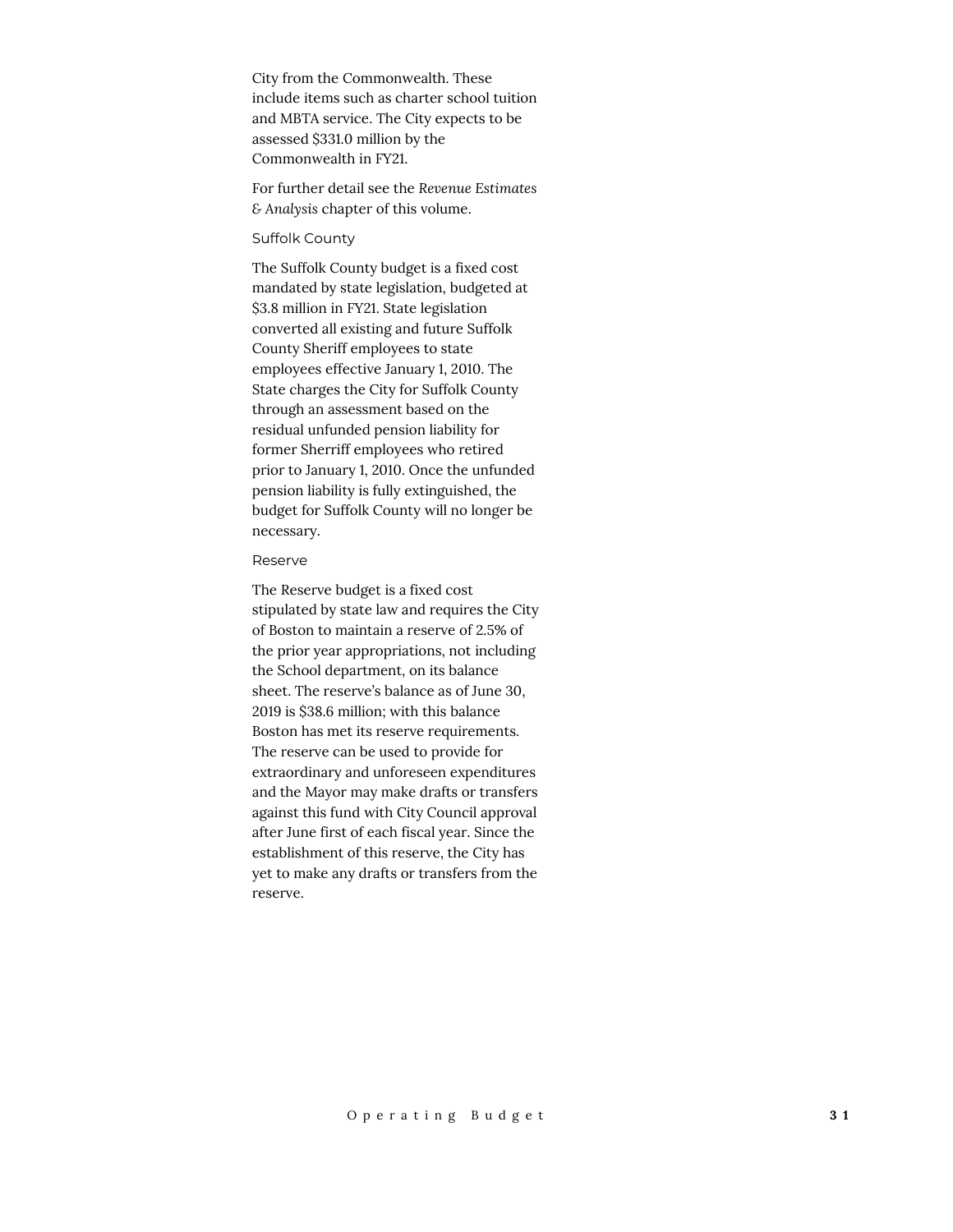City from the Commonwealth. These include items such as charter school tuition and MBTA service. The City expects to be assessed $331.0 million by the Commonwealth in FY21.

For further detail see the *Revenue Estimates & Analysis* chapter of this volume.

### Suffolk County

The Suffolk County budget is a fixed cost mandated by state legislation, budgeted at $3.8 million in FY21. State legislation converted all existing and future Suffolk County Sheriff employees to state employees effective January 1, 2010. The State charges the City for Suffolk County through an assessment based on the residual unfunded pension liability for former Sherriff employees who retired prior to January 1, 2010. Once the unfunded pension liability is fully extinguished, the budget for Suffolk County will no longer be necessary.

### Reserve

The Reserve budget is a fixed cost stipulated by state law and requires the City of Boston to maintain a reserve of 2.5% of the prior year appropriations, not including the School department, on its balance sheet. The reserve's balance as of June 30, 2019 is $38.6 million; with this balance Boston has met its reserve requirements. The reserve can be used to provide for extraordinary and unforeseen expenditures and the Mayor may make drafts or transfers against this fund with City Council approval after June first of each fiscal year. Since the establishment of this reserve, the City has yet to make any drafts or transfers from the reserve.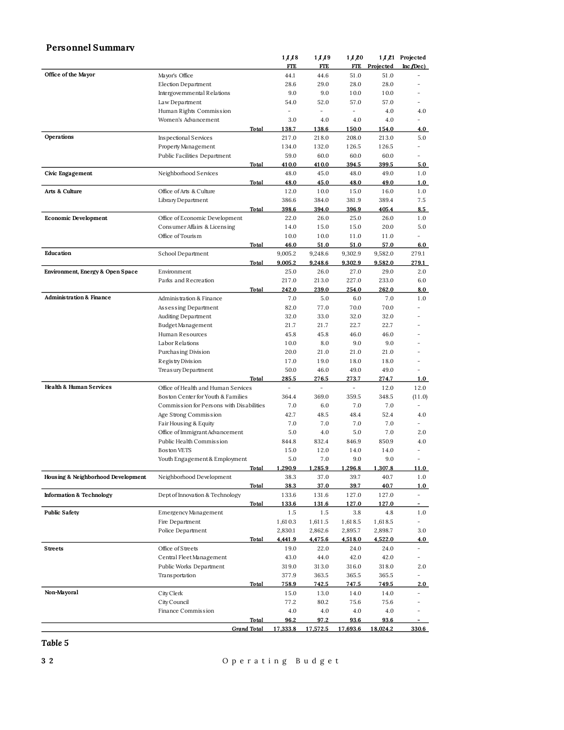## Personnel Summary

| | | 1/1/18 FTE | 1/1/19 FTE | 1/1/20 FTE | 1/1/21 Projected | Projected Inc/(Dec) |
|---|---|---|---|---|---|---|
| **Office of the Mayor** | Mayor's Office | 44.1 | 44.6 | 51.0 | 51.0 | - |
| | Election Department | 28.6 | 29.0 | 28.0 | 28.0 | - |
| | Intergovernmental Relations | 9.0 | 9.0 | 10.0 | 10.0 | - |
| | Law Department | 54.0 | 52.0 | 57.0 | 57.0 | - |
| | Human Rights Commission | - | - | - | 4.0 | 4.0 |
| | Women's Advancement | 3.0 | 4.0 | 4.0 | 4.0 | - |
| | *Total* | **138.7** | **138.6** | **150.0** | **154.0** | **4.0** |
| **Operations** | Inspectional Services | 217.0 | 218.0 | 208.0 | 213.0 | 5.0 |
| | Property Management | 134.0 | 132.0 | 126.5 | 126.5 | - |
| | Public Facilities Department | 59.0 | 60.0 | 60.0 | 60.0 | - |
| | *Total* | **410.0** | **410.0** | **394.5** | **399.5** | **5.0** |
| **Civic Engagement** | Neighborhood Services | 48.0 | 45.0 | 48.0 | 49.0 | 1.0 |
| | *Total* | **48.0** | **45.0** | **48.0** | **49.0** | **1.0** |
| **Arts & Culture** | Office of Arts & Culture | 12.0 | 10.0 | 15.0 | 16.0 | 1.0 |
| | Library Department | 386.6 | 384.0 | 381.9 | 389.4 | 7.5 |
| | *Total* | **398.6** | **394.0** | **396.9** | **405.4** | **8.5** |
| **Economic Development** | Office of Economic Development | 22.0 | 26.0 | 25.0 | 26.0 | 1.0 |
| | Consumer Affairs & Licensing | 14.0 | 15.0 | 15.0 | 20.0 | 5.0 |
| | Office of Tourism | 10.0 | 10.0 | 11.0 | 11.0 | - |
| | *Total* | **46.0** | **51.0** | **51.0** | **57.0** | **6.0** |
| **Education** | School Department | 9,005.2 | 9,248.6 | 9,302.9 | 9,582.0 | 279.1 |
| | *Total* | **9,005.2** | **9,248.6** | **9,302.9** | **9,582.0** | **279.1** |
| **Environment, Energy & Open Space** | Environment | 25.0 | 26.0 | 27.0 | 29.0 | 2.0 |
| | Parks and Recreation | 217.0 | 213.0 | 227.0 | 233.0 | 6.0 |
| | *Total* | **242.0** | **239.0** | **254.0** | **262.0** | **8.0** |
| **Administration & Finance** | Administration & Finance | 7.0 | 5.0 | 6.0 | 7.0 | 1.0 |
| | Assessing Department | 82.0 | 77.0 | 70.0 | 70.0 | - |
| | Auditing Department | 32.0 | 33.0 | 32.0 | 32.0 | - |
| | Budget Management | 21.7 | 21.7 | 22.7 | 22.7 | - |
| | Human Resources | 45.8 | 45.8 | 46.0 | 46.0 | - |
| | Labor Relations | 10.0 | 8.0 | 9.0 | 9.0 | - |
| | Purchasing Division | 20.0 | 21.0 | 21.0 | 21.0 | - |
| | Registry Division | 17.0 | 19.0 | 18.0 | 18.0 | - |
| | Treasury Department | 50.0 | 46.0 | 49.0 | 49.0 | - |
| | *Total* | **285.5** | **276.5** | **273.7** | **274.7** | **1.0** |
| **Health & Human Services** | Office of Health and Human Services | - | - | - | 12.0 | 12.0 |
| | Boston Center for Youth & Families | 364.4 | 369.0 | 359.5 | 348.5 | (11.0) |
| | Commission for Persons with Disabilities | 7.0 | 6.0 | 7.0 | 7.0 | - |
| | Age Strong Commission | 42.7 | 48.5 | 48.4 | 52.4 | 4.0 |
| | Fair Housing & Equity | 7.0 | 7.0 | 7.0 | 7.0 | - |
| | Office of Immigrant Advancement | 5.0 | 4.0 | 5.0 | 7.0 | 2.0 |
| | Public Health Commission | 844.8 | 832.4 | 846.9 | 850.9 | 4.0 |
| | Boston VETS | 15.0 | 12.0 | 14.0 | 14.0 | - |
| | Youth Engagement & Employment | 5.0 | 7.0 | 9.0 | 9.0 | - |
| | *Total* | **1,290.9** | **1,285.9** | **1,296.8** | **1,307.8** | **11.0** |
| **Housing & Neighborhood Development** | Neighborhood Development | 38.3 | 37.0 | 39.7 | 40.7 | 1.0 |
| | *Total* | **38.3** | **37.0** | **39.7** | **40.7** | **1.0** |
| **Information & Technology** | Dept of Innovation & Technology | 133.6 | 131.6 | 127.0 | 127.0 | - |
| | *Total* | **133.6** | **131.6** | **127.0** | **127.0** | **-** |
| **Public Safety** | Emergency Management | 1.5 | 1.5 | 3.8 | 4.8 | 1.0 |
| | Fire Department | 1,610.3 | 1,611.5 | 1,618.5 | 1,618.5 | - |
| | Police Department | 2,830.1 | 2,862.6 | 2,895.7 | 2,898.7 | 3.0 |
| | *Total* | **4,441.9** | **4,475.6** | **4,518.0** | **4,522.0** | **4.0** |
| **Streets** | Office of Streets | 19.0 | 22.0 | 24.0 | 24.0 | - |
| | Central Fleet Management | 43.0 | 44.0 | 42.0 | 42.0 | - |
| | Public Works Department | 319.0 | 313.0 | 316.0 | 318.0 | 2.0 |
| | Transportation | 377.9 | 363.5 | 365.5 | 365.5 | - |
| | *Total* | **758.9** | **742.5** | **747.5** | **749.5** | **2.0** |
| **Non-Mayoral** | City Clerk | 15.0 | 13.0 | 14.0 | 14.0 | - |
| | City Council | 77.2 | 80.2 | 75.6 | 75.6 | - |
| | Finance Commission | 4.0 | 4.0 | 4.0 | 4.0 | - |
| | *Total* | **96.2** | **97.2** | **93.6** | **93.6** | **-** |
| | *Grand Total* | **17,333.8** | **17,572.5** | **17,693.6** | **18,024.2** | **330.6** |

*Table 5*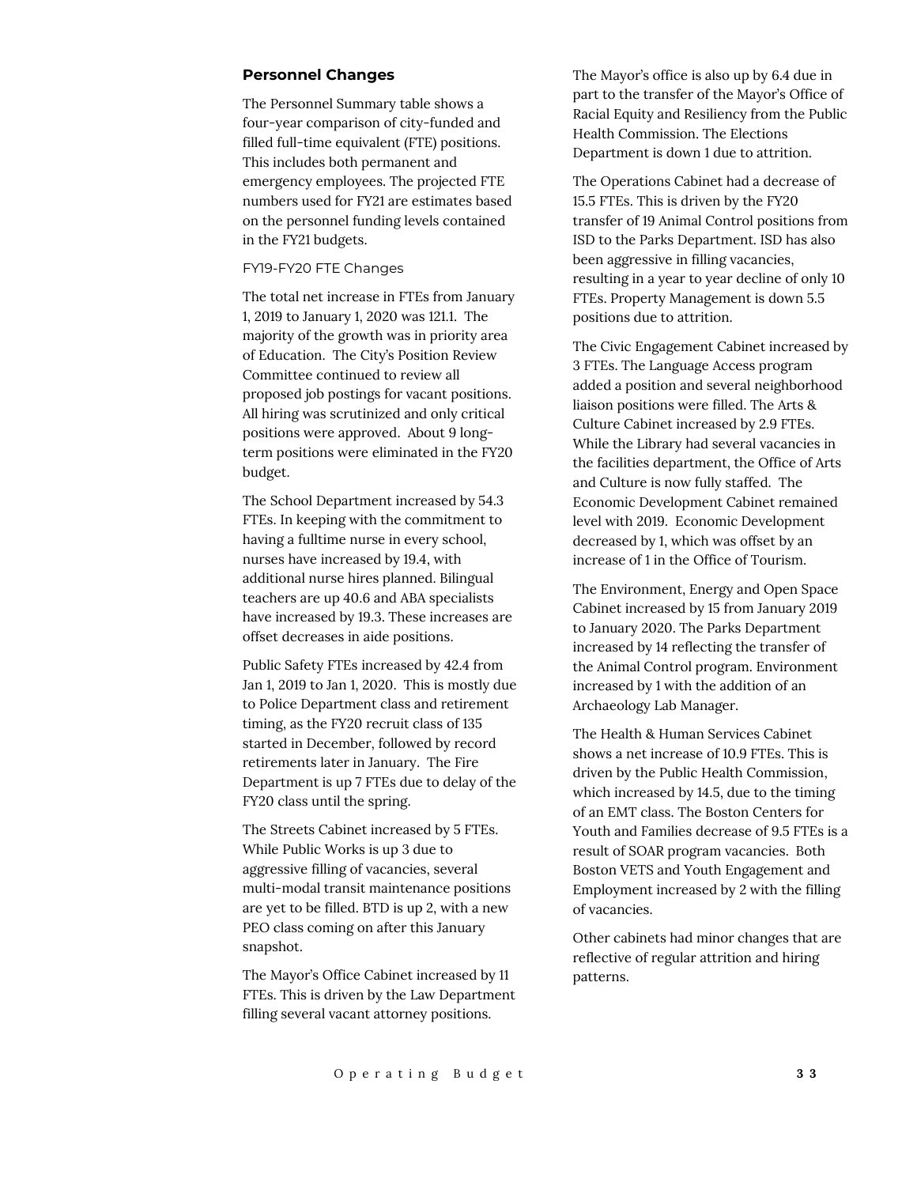## Personnel Changes

The Personnel Summary table shows a four-year comparison of city-funded and filled full-time equivalent (FTE) positions. This includes both permanent and emergency employees. The projected FTE numbers used for FY21 are estimates based on the personnel funding levels contained in the FY21 budgets.

### FY19-FY20 FTE Changes

The total net increase in FTEs from January 1, 2019 to January 1, 2020 was 121.1. The majority of the growth was in priority area of Education. The City's Position Review Committee continued to review all proposed job postings for vacant positions. All hiring was scrutinized and only critical positions were approved. About 9 long-term positions were eliminated in the FY20 budget.

The School Department increased by 54.3 FTEs. In keeping with the commitment to having a fulltime nurse in every school, nurses have increased by 19.4, with additional nurse hires planned. Bilingual teachers are up 40.6 and ABA specialists have increased by 19.3. These increases are offset decreases in aide positions.

Public Safety FTEs increased by 42.4 from Jan 1, 2019 to Jan 1, 2020. This is mostly due to Police Department class and retirement timing, as the FY20 recruit class of 135 started in December, followed by record retirements later in January. The Fire Department is up 7 FTEs due to delay of the FY20 class until the spring.

The Streets Cabinet increased by 5 FTEs. While Public Works is up 3 due to aggressive filling of vacancies, several multi-modal transit maintenance positions are yet to be filled. BTD is up 2, with a new PEO class coming on after this January snapshot.

The Mayor's Office Cabinet increased by 11 FTEs. This is driven by the Law Department filling several vacant attorney positions. The Mayor's office is also up by 6.4 due in part to the transfer of the Mayor's Office of Racial Equity and Resiliency from the Public Health Commission. The Elections Department is down 1 due to attrition.

The Operations Cabinet had a decrease of 15.5 FTEs. This is driven by the FY20 transfer of 19 Animal Control positions from ISD to the Parks Department. ISD has also been aggressive in filling vacancies, resulting in a year to year decline of only 10 FTEs. Property Management is down 5.5 positions due to attrition.

The Civic Engagement Cabinet increased by 3 FTEs. The Language Access program added a position and several neighborhood liaison positions were filled. The Arts & Culture Cabinet increased by 2.9 FTEs. While the Library had several vacancies in the facilities department, the Office of Arts and Culture is now fully staffed. The Economic Development Cabinet remained level with 2019. Economic Development decreased by 1, which was offset by an increase of 1 in the Office of Tourism.

The Environment, Energy and Open Space Cabinet increased by 15 from January 2019 to January 2020. The Parks Department increased by 14 reflecting the transfer of the Animal Control program. Environment increased by 1 with the addition of an Archaeology Lab Manager.

The Health & Human Services Cabinet shows a net increase of 10.9 FTEs. This is driven by the Public Health Commission, which increased by 14.5, due to the timing of an EMT class. The Boston Centers for Youth and Families decrease of 9.5 FTEs is a result of SOAR program vacancies. Both Boston VETS and Youth Engagement and Employment increased by 2 with the filling of vacancies.

Other cabinets had minor changes that are reflective of regular attrition and hiring patterns.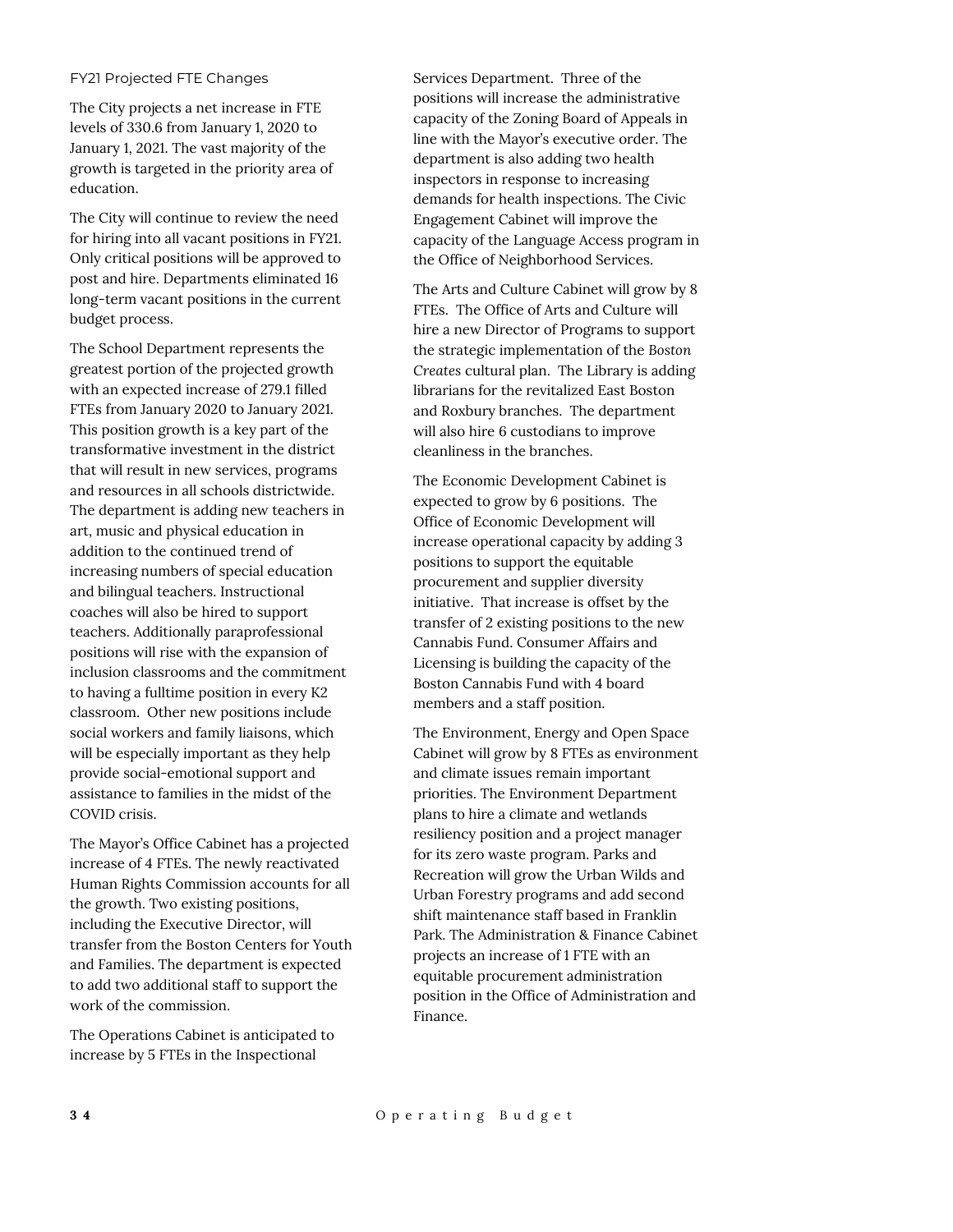## FY21 Projected FTE Changes

The City projects a net increase in FTE levels of 330.6 from January 1, 2020 to January 1, 2021. The vast majority of the growth is targeted in the priority area of education.

The City will continue to review the need for hiring into all vacant positions in FY21. Only critical positions will be approved to post and hire. Departments eliminated 16 long-term vacant positions in the current budget process.

The School Department represents the greatest portion of the projected growth with an expected increase of 279.1 filled FTEs from January 2020 to January 2021. This position growth is a key part of the transformative investment in the district that will result in new services, programs and resources in all schools districtwide. The department is adding new teachers in art, music and physical education in addition to the continued trend of increasing numbers of special education and bilingual teachers. Instructional coaches will also be hired to support teachers. Additionally paraprofessional positions will rise with the expansion of inclusion classrooms and the commitment to having a fulltime position in every K2 classroom. Other new positions include social workers and family liaisons, which will be especially important as they help provide social-emotional support and assistance to families in the midst of the COVID crisis.

The Mayor's Office Cabinet has a projected increase of 4 FTEs. The newly reactivated Human Rights Commission accounts for all the growth. Two existing positions, including the Executive Director, will transfer from the Boston Centers for Youth and Families. The department is expected to add two additional staff to support the work of the commission.

The Operations Cabinet is anticipated to increase by 5 FTEs in the Inspectional Services Department. Three of the positions will increase the administrative capacity of the Zoning Board of Appeals in line with the Mayor's executive order. The department is also adding two health inspectors in response to increasing demands for health inspections. The Civic Engagement Cabinet will improve the capacity of the Language Access program in the Office of Neighborhood Services.

The Arts and Culture Cabinet will grow by 8 FTEs. The Office of Arts and Culture will hire a new Director of Programs to support the strategic implementation of the *Boston Creates* cultural plan. The Library is adding librarians for the revitalized East Boston and Roxbury branches. The department will also hire 6 custodians to improve cleanliness in the branches.

The Economic Development Cabinet is expected to grow by 6 positions. The Office of Economic Development will increase operational capacity by adding 3 positions to support the equitable procurement and supplier diversity initiative. That increase is offset by the transfer of 2 existing positions to the new Cannabis Fund. Consumer Affairs and Licensing is building the capacity of the Boston Cannabis Fund with 4 board members and a staff position.

The Environment, Energy and Open Space Cabinet will grow by 8 FTEs as environment and climate issues remain important priorities. The Environment Department plans to hire a climate and wetlands resiliency position and a project manager for its zero waste program. Parks and Recreation will grow the Urban Wilds and Urban Forestry programs and add second shift maintenance staff based in Franklin Park. The Administration & Finance Cabinet projects an increase of 1 FTE with an equitable procurement administration position in the Office of Administration and Finance.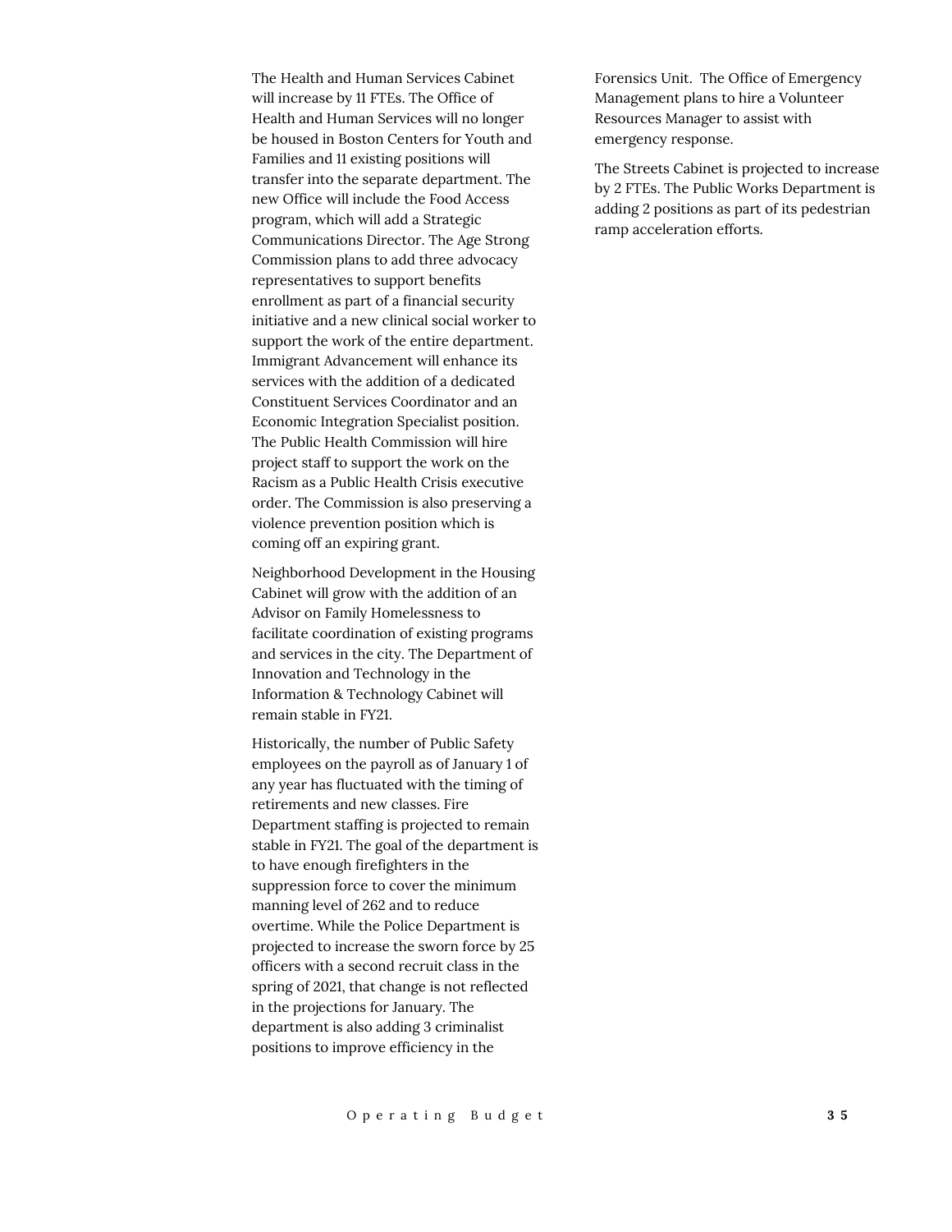The Health and Human Services Cabinet will increase by 11 FTEs. The Office of Health and Human Services will no longer be housed in Boston Centers for Youth and Families and 11 existing positions will transfer into the separate department. The new Office will include the Food Access program, which will add a Strategic Communications Director. The Age Strong Commission plans to add three advocacy representatives to support benefits enrollment as part of a financial security initiative and a new clinical social worker to support the work of the entire department. Immigrant Advancement will enhance its services with the addition of a dedicated Constituent Services Coordinator and an Economic Integration Specialist position. The Public Health Commission will hire project staff to support the work on the Racism as a Public Health Crisis executive order. The Commission is also preserving a violence prevention position which is coming off an expiring grant.

Neighborhood Development in the Housing Cabinet will grow with the addition of an Advisor on Family Homelessness to facilitate coordination of existing programs and services in the city. The Department of Innovation and Technology in the Information & Technology Cabinet will remain stable in FY21.

Historically, the number of Public Safety employees on the payroll as of January 1 of any year has fluctuated with the timing of retirements and new classes. Fire Department staffing is projected to remain stable in FY21. The goal of the department is to have enough firefighters in the suppression force to cover the minimum manning level of 262 and to reduce overtime. While the Police Department is projected to increase the sworn force by 25 officers with a second recruit class in the spring of 2021, that change is not reflected in the projections for January. The department is also adding 3 criminalist positions to improve efficiency in the Forensics Unit. The Office of Emergency Management plans to hire a Volunteer Resources Manager to assist with emergency response.

The Streets Cabinet is projected to increase by 2 FTEs. The Public Works Department is adding 2 positions as part of its pedestrian ramp acceleration efforts.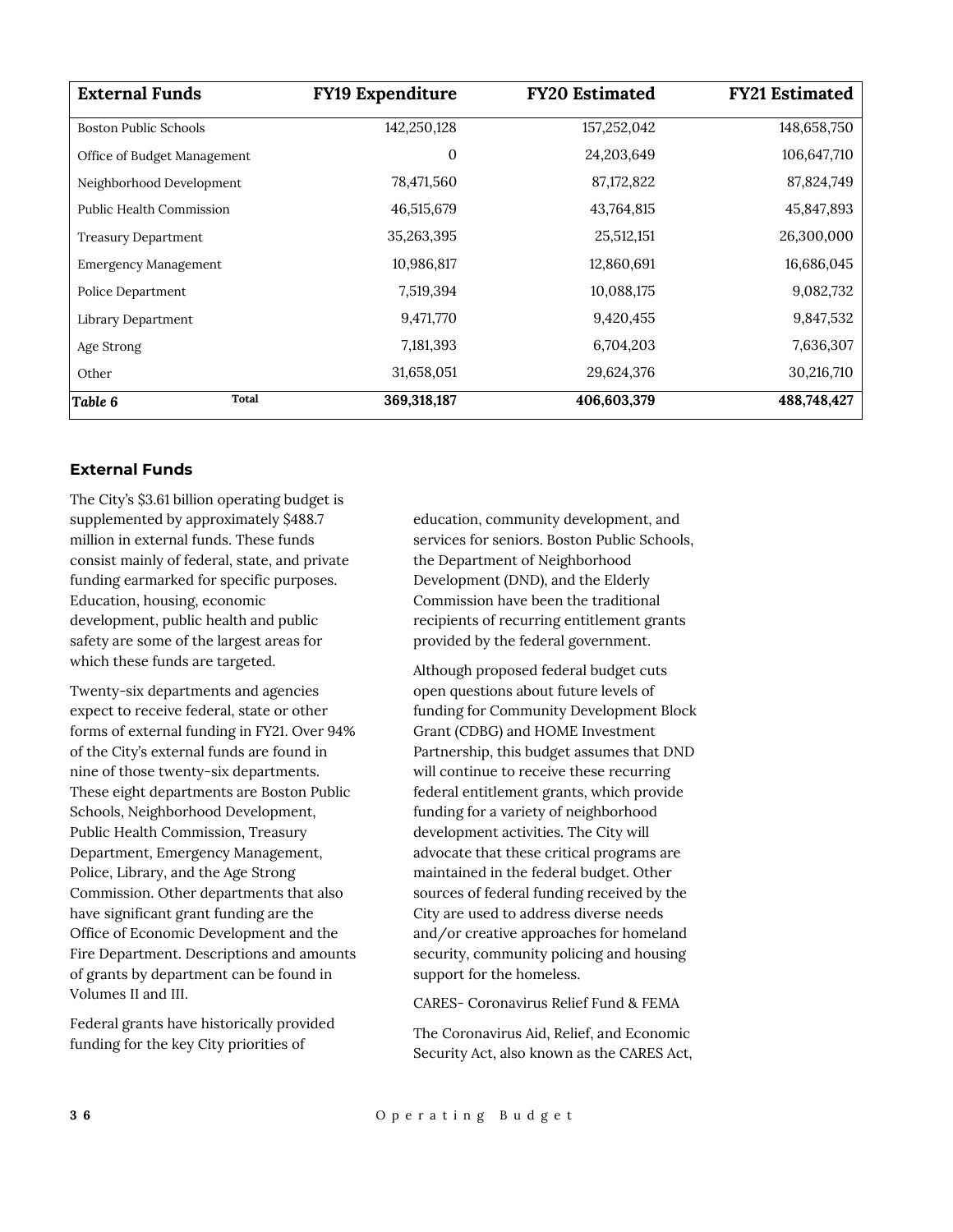| External Funds | FY19 Expenditure | FY20 Estimated | FY21 Estimated |
|---|---|---|---|
| Boston Public Schools | 142,250,128 | 157,252,042 | 148,658,750 |
| Office of Budget Management | 0 | 24,203,649 | 106,647,710 |
| Neighborhood Development | 78,471,560 | 87,172,822 | 87,824,749 |
| Public Health Commission | 46,515,679 | 43,764,815 | 45,847,893 |
| Treasury Department | 35,263,395 | 25,512,151 | 26,300,000 |
| Emergency Management | 10,986,817 | 12,860,691 | 16,686,045 |
| Police Department | 7,519,394 | 10,088,175 | 9,082,732 |
| Library Department | 9,471,770 | 9,420,455 | 9,847,532 |
| Age Strong | 7,181,393 | 6,704,203 | 7,636,307 |
| Other | 31,658,051 | 29,624,376 | 30,216,710 |
| *Table 6* **Total** | **369,318,187** | **406,603,379** | **488,748,427** |

### External Funds

The City's $3.61 billion operating budget is supplemented by approximately $488.7 million in external funds. These funds consist mainly of federal, state, and private funding earmarked for specific purposes. Education, housing, economic development, public health and public safety are some of the largest areas for which these funds are targeted.

Twenty-six departments and agencies expect to receive federal, state or other forms of external funding in FY21. Over 94% of the City's external funds are found in nine of those twenty-six departments. These eight departments are Boston Public Schools, Neighborhood Development, Public Health Commission, Treasury Department, Emergency Management, Police, Library, and the Age Strong Commission. Other departments that also have significant grant funding are the Office of Economic Development and the Fire Department. Descriptions and amounts of grants by department can be found in Volumes II and III.

Federal grants have historically provided funding for the key City priorities of education, community development, and services for seniors. Boston Public Schools, the Department of Neighborhood Development (DND), and the Elderly Commission have been the traditional recipients of recurring entitlement grants provided by the federal government.

Although proposed federal budget cuts open questions about future levels of funding for Community Development Block Grant (CDBG) and HOME Investment Partnership, this budget assumes that DND will continue to receive these recurring federal entitlement grants, which provide funding for a variety of neighborhood development activities. The City will advocate that these critical programs are maintained in the federal budget. Other sources of federal funding received by the City are used to address diverse needs and/or creative approaches for homeland security, community policing and housing support for the homeless.

CARES- Coronavirus Relief Fund & FEMA

The Coronavirus Aid, Relief, and Economic Security Act, also known as the CARES Act,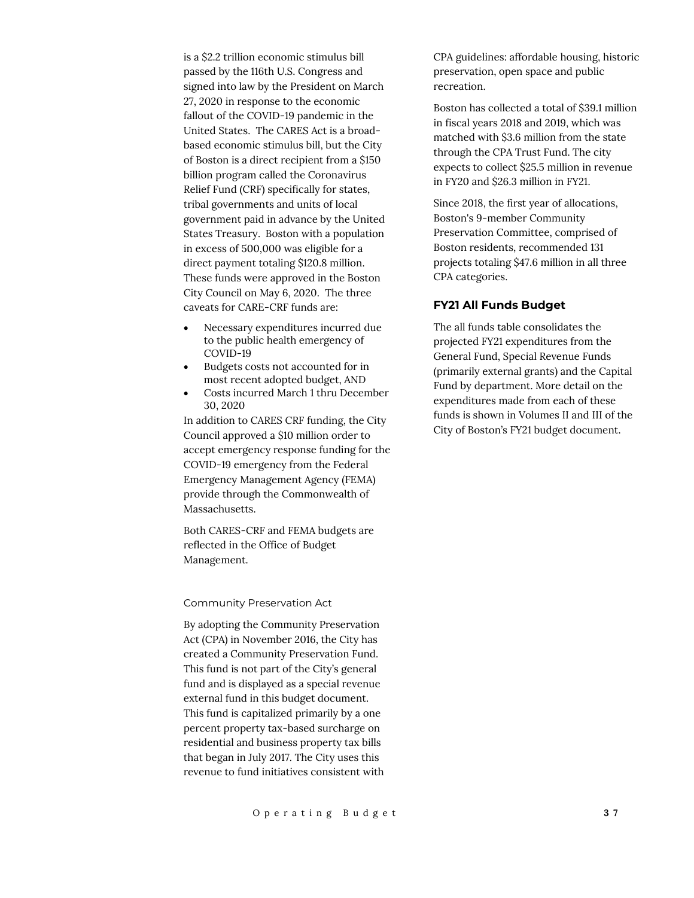is a $2.2 trillion economic stimulus bill passed by the 116th U.S. Congress and signed into law by the President on March 27, 2020 in response to the economic fallout of the COVID-19 pandemic in the United States. The CARES Act is a broad-based economic stimulus bill, but the City of Boston is a direct recipient from a $150 billion program called the Coronavirus Relief Fund (CRF) specifically for states, tribal governments and units of local government paid in advance by the United States Treasury. Boston with a population in excess of 500,000 was eligible for a direct payment totaling $120.8 million. These funds were approved in the Boston City Council on May 6, 2020. The three caveats for CARE-CRF funds are:

- Necessary expenditures incurred due to the public health emergency of COVID-19
- Budgets costs not accounted for in most recent adopted budget, AND
- Costs incurred March 1 thru December 30, 2020

In addition to CARES CRF funding, the City Council approved a $10 million order to accept emergency response funding for the COVID-19 emergency from the Federal Emergency Management Agency (FEMA) provide through the Commonwealth of Massachusetts.

Both CARES-CRF and FEMA budgets are reflected in the Office of Budget Management.

### Community Preservation Act

By adopting the Community Preservation Act (CPA) in November 2016, the City has created a Community Preservation Fund. This fund is not part of the City's general fund and is displayed as a special revenue external fund in this budget document. This fund is capitalized primarily by a one percent property tax-based surcharge on residential and business property tax bills that began in July 2017. The City uses this revenue to fund initiatives consistent with CPA guidelines: affordable housing, historic preservation, open space and public recreation.

Boston has collected a total of $39.1 million in fiscal years 2018 and 2019, which was matched with $3.6 million from the state through the CPA Trust Fund. The city expects to collect $25.5 million in revenue in FY20 and $26.3 million in FY21.

Since 2018, the first year of allocations, Boston's 9-member Community Preservation Committee, comprised of Boston residents, recommended 131 projects totaling $47.6 million in all three CPA categories.

## FY21 All Funds Budget

The all funds table consolidates the projected FY21 expenditures from the General Fund, Special Revenue Funds (primarily external grants) and the Capital Fund by department. More detail on the expenditures made from each of these funds is shown in Volumes II and III of the City of Boston's FY21 budget document.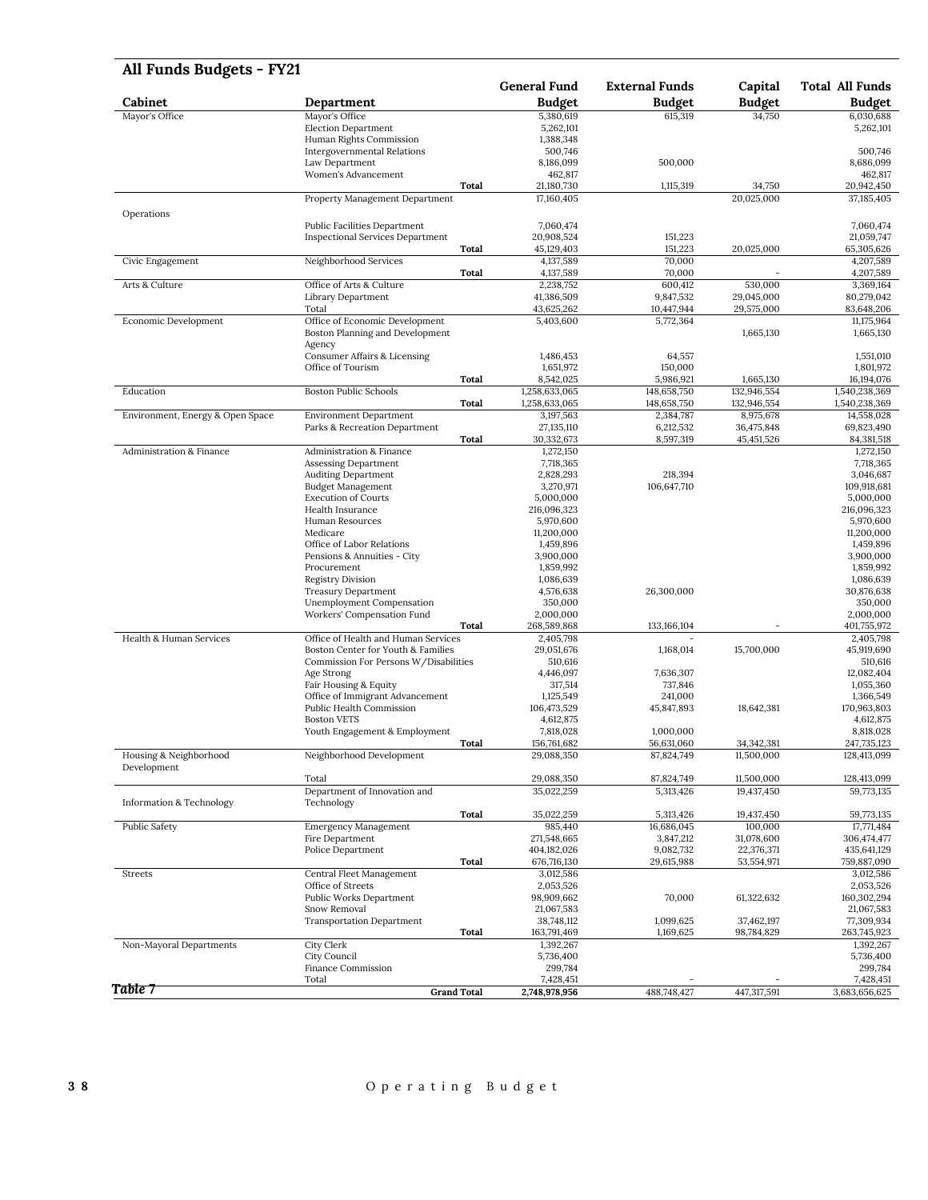## All Funds Budgets - FY21

| Cabinet | Department | General Fund Budget | External Funds Budget | Capital Budget | Total All Funds Budget |
|---|---|---|---|---|---|
| Mayor's Office | Mayor's Office | 5,380,619 | 615,319 | 34,750 | 6,030,688 |
| | Election Department | 5,262,101 | | | 5,262,101 |
| | Human Rights Commission | 1,388,348 | | | |
| | Intergovernmental Relations | 500,746 | | | 500,746 |
| | Law Department | 8,186,099 | 500,000 | | 8,686,099 |
| | Women's Advancement | 462,817 | | | 462,817 |
| | **Total** | 21,180,730 | 1,115,319 | 34,750 | 20,942,450 |
| Operations | Property Management Department | 17,160,405 | | 20,025,000 | 37,185,405 |
| | Public Facilities Department | 7,060,474 | | | 7,060,474 |
| | Inspectional Services Department | 20,908,524 | 151,223 | | 21,059,747 |
| | **Total** | 45,129,403 | 151,223 | 20,025,000 | 65,305,626 |
| Civic Engagement | Neighborhood Services | 4,137,589 | 70,000 | | 4,207,589 |
| | **Total** | 4,137,589 | 70,000 | - | 4,207,589 |
| Arts & Culture | Office of Arts & Culture | 2,238,752 | 600,412 | 530,000 | 3,369,164 |
| | Library Department | 41,386,509 | 9,847,532 | 29,045,000 | 80,279,042 |
| | Total | 43,625,262 | 10,447,944 | 29,575,000 | 83,648,206 |
| Economic Development | Office of Economic Development | 5,403,600 | 5,772,364 | | 11,175,964 |
| | Boston Planning and Development Agency | | | 1,665,130 | 1,665,130 |
| | Consumer Affairs & Licensing | 1,486,453 | 64,557 | | 1,551,010 |
| | Office of Tourism | 1,651,972 | 150,000 | | 1,801,972 |
| | **Total** | 8,542,025 | 5,986,921 | 1,665,130 | 16,194,076 |
| Education | Boston Public Schools | 1,258,633,065 | 148,658,750 | 132,946,554 | 1,540,238,369 |
| | **Total** | 1,258,633,065 | 148,658,750 | 132,946,554 | 1,540,238,369 |
| Environment, Energy & Open Space | Environment Department | 3,197,563 | 2,384,787 | 8,975,678 | 14,558,028 |
| | Parks & Recreation Department | 27,135,110 | 6,212,532 | 36,475,848 | 69,823,490 |
| | **Total** | 30,332,673 | 8,597,319 | 45,451,526 | 84,381,518 |
| Administration & Finance | Administration & Finance | 1,272,150 | | | 1,272,150 |
| | Assessing Department | 7,718,365 | | | 7,718,365 |
| | Auditing Department | 2,828,293 | 218,394 | | 3,046,687 |
| | Budget Management | 3,270,971 | 106,647,710 | | 109,918,681 |
| | Execution of Courts | 5,000,000 | | | 5,000,000 |
| | Health Insurance | 216,096,323 | | | 216,096,323 |
| | Human Resources | 5,970,600 | | | 5,970,600 |
| | Medicare | 11,200,000 | | | 11,200,000 |
| | Office of Labor Relations | 1,459,896 | | | 1,459,896 |
| | Pensions & Annuities - City | 3,900,000 | | | 3,900,000 |
| | Procurement | 1,859,992 | | | 1,859,992 |
| | Registry Division | 1,086,639 | | | 1,086,639 |
| | Treasury Department | 4,576,638 | 26,300,000 | | 30,876,638 |
| | Unemployment Compensation | 350,000 | | | 350,000 |
| | Workers' Compensation Fund | 2,000,000 | | | 2,000,000 |
| | **Total** | 268,589,868 | 133,166,104 | - | 401,755,972 |
| Health & Human Services | Office of Health and Human Services | 2,405,798 | - | | 2,405,798 |
| | Boston Center for Youth & Families | 29,051,676 | 1,168,014 | 15,700,000 | 45,919,690 |
| | Commission For Persons W/Disabilities | 510,616 | | | 510,616 |
| | Age Strong | 4,446,097 | 7,636,307 | | 12,082,404 |
| | Fair Housing & Equity | 317,514 | 737,846 | | 1,055,360 |
| | Office of Immigrant Advancement | 1,125,549 | 241,000 | | 1,366,549 |
| | Public Health Commission | 106,473,529 | 45,847,893 | 18,642,381 | 170,963,803 |
| | Boston VETS | 4,612,875 | | | 4,612,875 |
| | Youth Engagement & Employment | 7,818,028 | 1,000,000 | | 8,818,028 |
| | **Total** | 156,761,682 | 56,631,060 | 34,342,381 | 247,735,123 |
| Housing & Neighborhood Development | Neighborhood Development | 29,088,350 | 87,824,749 | 11,500,000 | 128,413,099 |
| | Total | 29,088,350 | 87,824,749 | 11,500,000 | 128,413,099 |
| Information & Technology | Department of Innovation and Technology | 35,022,259 | 5,313,426 | 19,437,450 | 59,773,135 |
| | **Total** | 35,022,259 | 5,313,426 | 19,437,450 | 59,773,135 |
| Public Safety | Emergency Management | 985,440 | 16,686,045 | 100,000 | 17,771,484 |
| | Fire Department | 271,548,665 | 3,847,212 | 31,078,600 | 306,474,477 |
| | Police Department | 404,182,026 | 9,082,732 | 22,376,371 | 435,641,129 |
| | **Total** | 676,716,130 | 29,615,988 | 53,554,971 | 759,887,090 |
| Streets | Central Fleet Management | 3,012,586 | | | 3,012,586 |
| | Office of Streets | 2,053,526 | | | 2,053,526 |
| | Public Works Department | 98,909,662 | 70,000 | 61,322,632 | 160,302,294 |
| | Snow Removal | 21,067,583 | | | 21,067,583 |
| | Transportation Department | 38,748,112 | 1,099,625 | 37,462,197 | 77,309,934 |
| | **Total** | 163,791,469 | 1,169,625 | 98,784,829 | 263,745,923 |
| Non-Mayoral Departments | City Clerk | 1,392,267 | | | 1,392,267 |
| | City Council | 5,736,400 | | | 5,736,400 |
| | Finance Commission | 299,784 | | | 299,784 |
| | Total | 7,428,451 | - | - | 7,428,451 |
| | **Grand Total** | **2,748,978,956** | 488,748,427 | 447,317,591 | 3,683,656,625 |

*Table 7*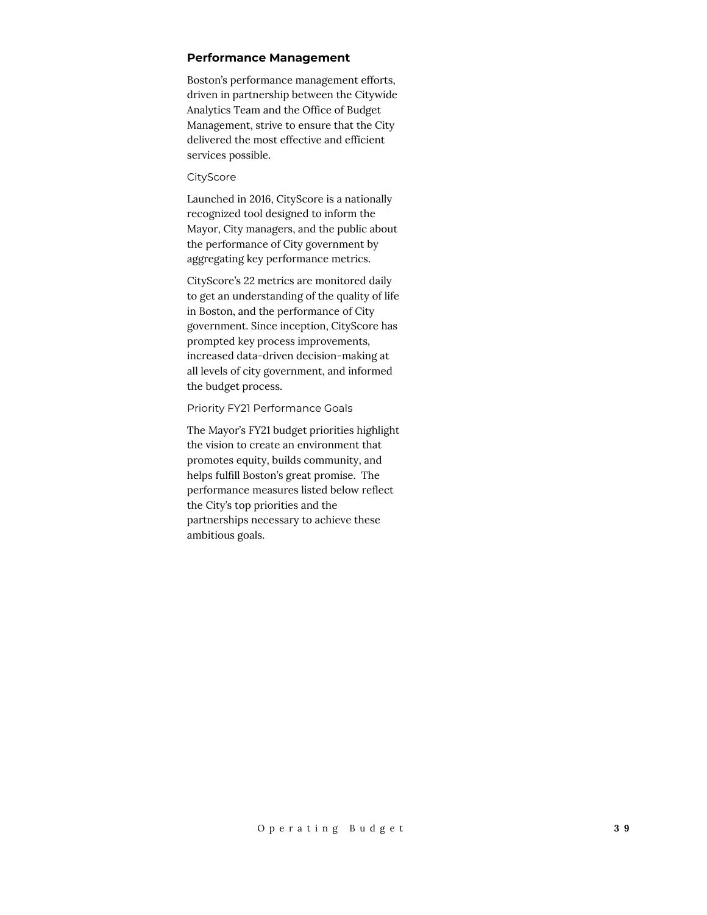## Performance Management

Boston's performance management efforts, driven in partnership between the Citywide Analytics Team and the Office of Budget Management, strive to ensure that the City delivered the most effective and efficient services possible.

### CityScore

Launched in 2016, CityScore is a nationally recognized tool designed to inform the Mayor, City managers, and the public about the performance of City government by aggregating key performance metrics.

CityScore's 22 metrics are monitored daily to get an understanding of the quality of life in Boston, and the performance of City government. Since inception, CityScore has prompted key process improvements, increased data-driven decision-making at all levels of city government, and informed the budget process.

### Priority FY21 Performance Goals

The Mayor's FY21 budget priorities highlight the vision to create an environment that promotes equity, builds community, and helps fulfill Boston's great promise. The performance measures listed below reflect the City's top priorities and the partnerships necessary to achieve these ambitious goals.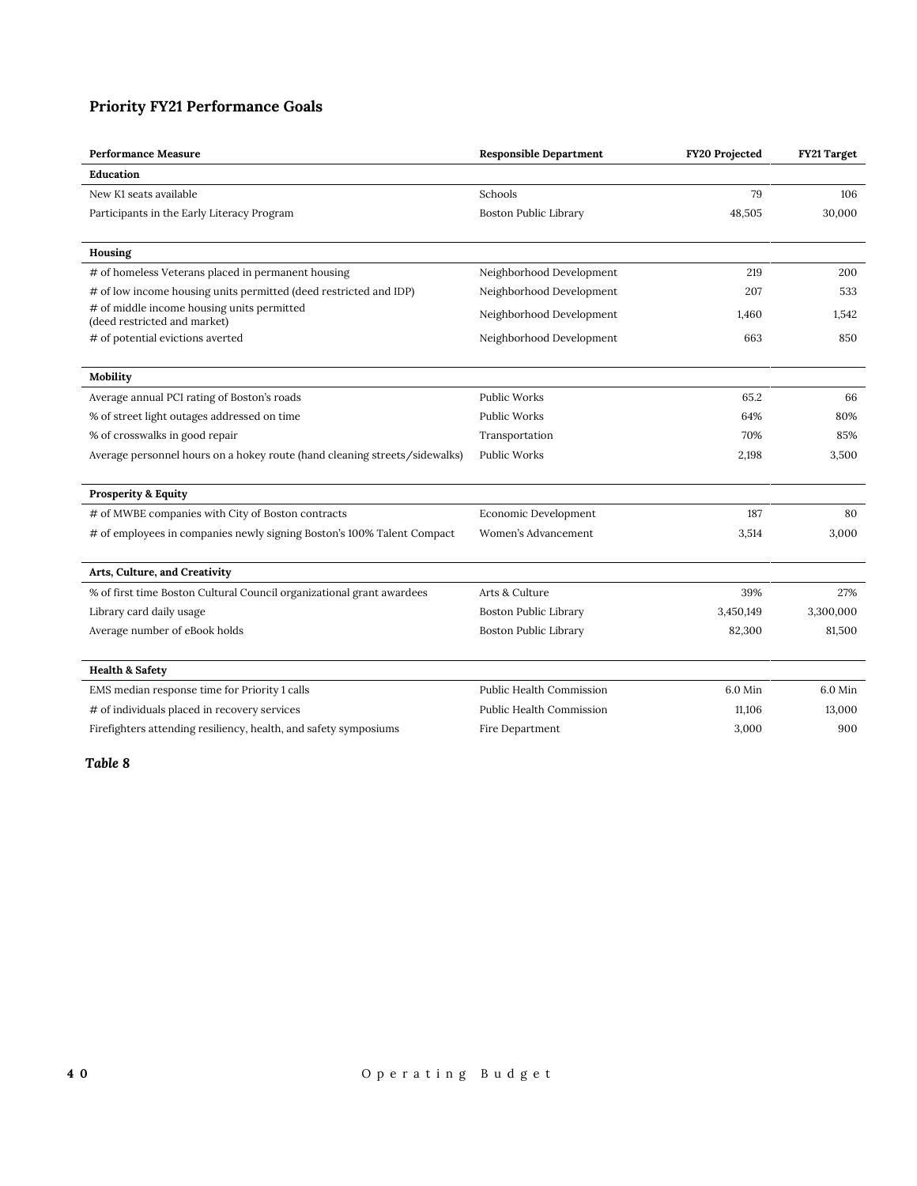## Priority FY21 Performance Goals

| Performance Measure | Responsible Department | FY20 Projected | FY21 Target |
|---|---|---|---|
| **Education** | | | |
| New K1 seats available | Schools | 79 | 106 |
| Participants in the Early Literacy Program | Boston Public Library | 48,505 | 30,000 |
| **Housing** | | | |
| # of homeless Veterans placed in permanent housing | Neighborhood Development | 219 | 200 |
| # of low income housing units permitted (deed restricted and IDP) | Neighborhood Development | 207 | 533 |
| # of middle income housing units permitted (deed restricted and market) | Neighborhood Development | 1,460 | 1,542 |
| # of potential evictions averted | Neighborhood Development | 663 | 850 |
| **Mobility** | | | |
| Average annual PCI rating of Boston's roads | Public Works | 65.2 | 66 |
| % of street light outages addressed on time | Public Works | 64% | 80% |
| % of crosswalks in good repair | Transportation | 70% | 85% |
| Average personnel hours on a hokey route (hand cleaning streets/sidewalks) | Public Works | 2,198 | 3,500 |
| **Prosperity & Equity** | | | |
| # of MWBE companies with City of Boston contracts | Economic Development | 187 | 80 |
| # of employees in companies newly signing Boston's 100% Talent Compact | Women's Advancement | 3,514 | 3,000 |
| **Arts, Culture, and Creativity** | | | |
| % of first time Boston Cultural Council organizational grant awardees | Arts & Culture | 39% | 27% |
| Library card daily usage | Boston Public Library | 3,450,149 | 3,300,000 |
| Average number of eBook holds | Boston Public Library | 82,300 | 81,500 |
| **Health & Safety** | | | |
| EMS median response time for Priority 1 calls | Public Health Commission | 6.0 Min | 6.0 Min |
| # of individuals placed in recovery services | Public Health Commission | 11,106 | 13,000 |
| Firefighters attending resiliency, health, and safety symposiums | Fire Department | 3,000 | 900 |

***Table 8***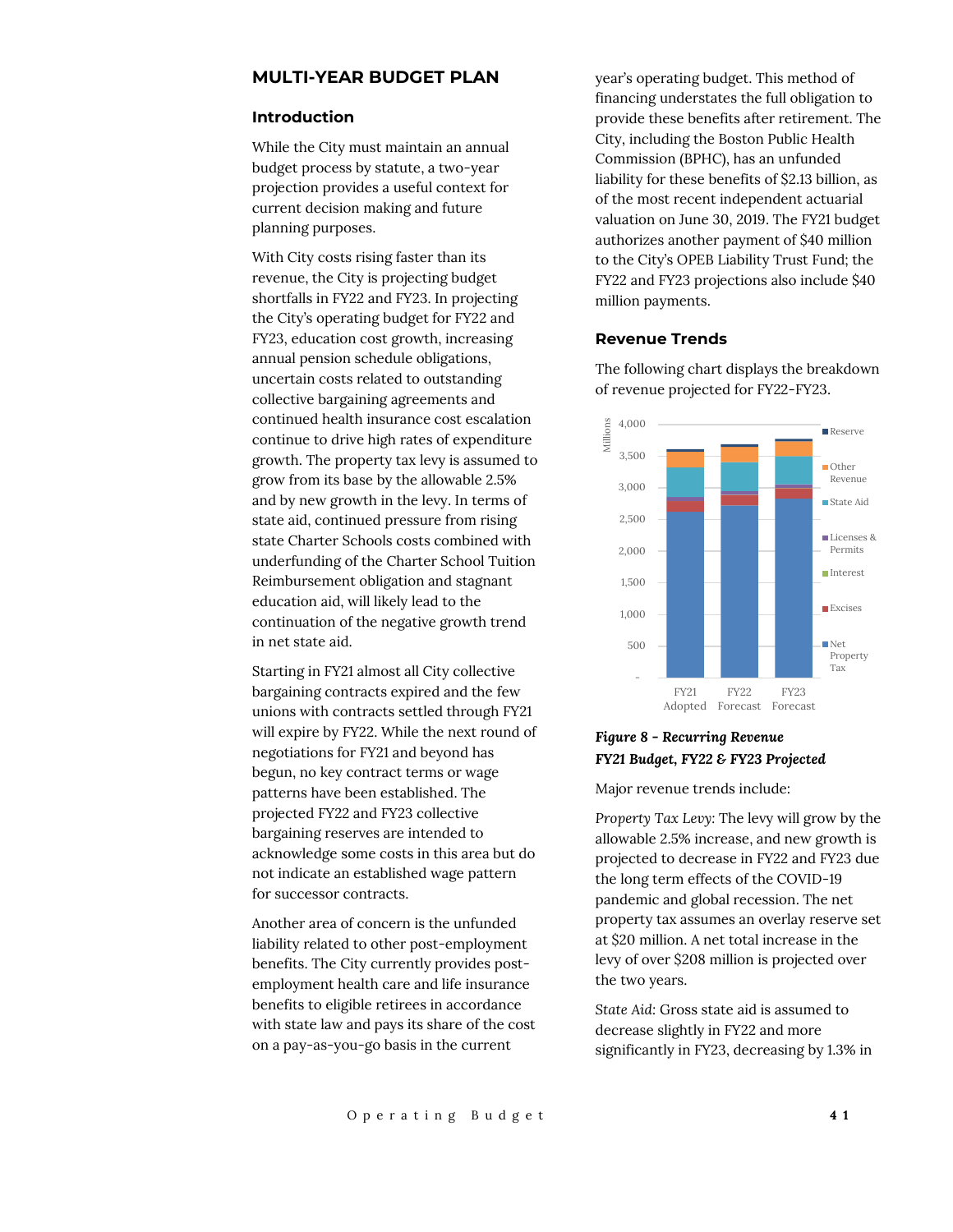## MULTI-YEAR BUDGET PLAN

### Introduction

While the City must maintain an annual budget process by statute, a two-year projection provides a useful context for current decision making and future planning purposes.

With City costs rising faster than its revenue, the City is projecting budget shortfalls in FY22 and FY23. In projecting the City's operating budget for FY22 and FY23, education cost growth, increasing annual pension schedule obligations, uncertain costs related to outstanding collective bargaining agreements and continued health insurance cost escalation continue to drive high rates of expenditure growth. The property tax levy is assumed to grow from its base by the allowable 2.5% and by new growth in the levy. In terms of state aid, continued pressure from rising state Charter Schools costs combined with underfunding of the Charter School Tuition Reimbursement obligation and stagnant education aid, will likely lead to the continuation of the negative growth trend in net state aid.

Starting in FY21 almost all City collective bargaining contracts expired and the few unions with contracts settled through FY21 will expire by FY22. While the next round of negotiations for FY21 and beyond has begun, no key contract terms or wage patterns have been established. The projected FY22 and FY23 collective bargaining reserves are intended to acknowledge some costs in this area but do not indicate an established wage pattern for successor contracts.

Another area of concern is the unfunded liability related to other post-employment benefits. The City currently provides post-employment health care and life insurance benefits to eligible retirees in accordance with state law and pays its share of the cost on a pay-as-you-go basis in the current year's operating budget. This method of financing understates the full obligation to provide these benefits after retirement. The City, including the Boston Public Health Commission (BPHC), has an unfunded liability for these benefits of $2.13 billion, as of the most recent independent actuarial valuation on June 30, 2019. The FY21 budget authorizes another payment of $40 million to the City's OPEB Liability Trust Fund; the FY22 and FY23 projections also include $40 million payments.

### Revenue Trends

The following chart displays the breakdown of revenue projected for FY22-FY23.

***Figure 8 - Recurring Revenue***
***FY21 Budget, FY22 & FY23 Projected***

Major revenue trends include:

*Property Tax Levy:* The levy will grow by the allowable 2.5% increase, and new growth is projected to decrease in FY22 and FY23 due the long term effects of the COVID-19 pandemic and global recession. The net property tax assumes an overlay reserve set at $20 million. A net total increase in the levy of over $208 million is projected over the two years.

*State Aid:* Gross state aid is assumed to decrease slightly in FY22 and more significantly in FY23, decreasing by 1.3% in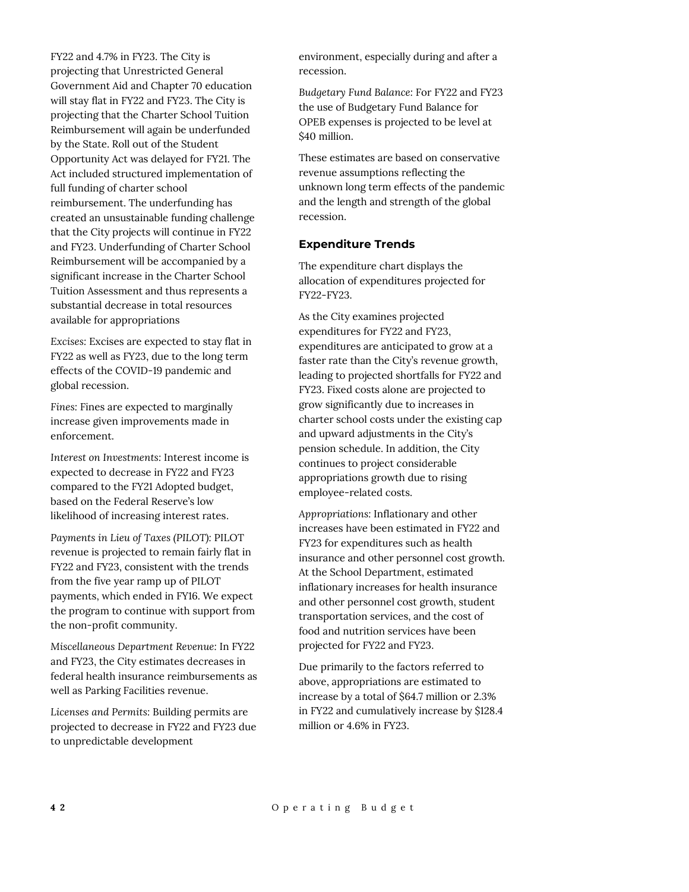FY22 and 4.7% in FY23. The City is projecting that Unrestricted General Government Aid and Chapter 70 education will stay flat in FY22 and FY23. The City is projecting that the Charter School Tuition Reimbursement will again be underfunded by the State. Roll out of the Student Opportunity Act was delayed for FY21. The Act included structured implementation of full funding of charter school reimbursement. The underfunding has created an unsustainable funding challenge that the City projects will continue in FY22 and FY23. Underfunding of Charter School Reimbursement will be accompanied by a significant increase in the Charter School Tuition Assessment and thus represents a substantial decrease in total resources available for appropriations

*Excises:* Excises are expected to stay flat in FY22 as well as FY23, due to the long term effects of the COVID-19 pandemic and global recession.

*Fines:* Fines are expected to marginally increase given improvements made in enforcement.

*Interest on Investments:* Interest income is expected to decrease in FY22 and FY23 compared to the FY21 Adopted budget, based on the Federal Reserve's low likelihood of increasing interest rates.

*Payments in Lieu of Taxes (PILOT):* PILOT revenue is projected to remain fairly flat in FY22 and FY23, consistent with the trends from the five year ramp up of PILOT payments, which ended in FY16. We expect the program to continue with support from the non-profit community.

*Miscellaneous Department Revenue:* In FY22 and FY23, the City estimates decreases in federal health insurance reimbursements as well as Parking Facilities revenue.

*Licenses and Permits:* Building permits are projected to decrease in FY22 and FY23 due to unpredictable development environment, especially during and after a recession.

*Budgetary Fund Balance:* For FY22 and FY23 the use of Budgetary Fund Balance for OPEB expenses is projected to be level at $40 million.

These estimates are based on conservative revenue assumptions reflecting the unknown long term effects of the pandemic and the length and strength of the global recession.

### Expenditure Trends

The expenditure chart displays the allocation of expenditures projected for FY22-FY23.

As the City examines projected expenditures for FY22 and FY23, expenditures are anticipated to grow at a faster rate than the City's revenue growth, leading to projected shortfalls for FY22 and FY23. Fixed costs alone are projected to grow significantly due to increases in charter school costs under the existing cap and upward adjustments in the City's pension schedule. In addition, the City continues to project considerable appropriations growth due to rising employee-related costs.

*Appropriations:* Inflationary and other increases have been estimated in FY22 and FY23 for expenditures such as health insurance and other personnel cost growth. At the School Department, estimated inflationary increases for health insurance and other personnel cost growth, student transportation services, and the cost of food and nutrition services have been projected for FY22 and FY23.

Due primarily to the factors referred to above, appropriations are estimated to increase by a total of $64.7 million or 2.3% in FY22 and cumulatively increase by $128.4 million or 4.6% in FY23.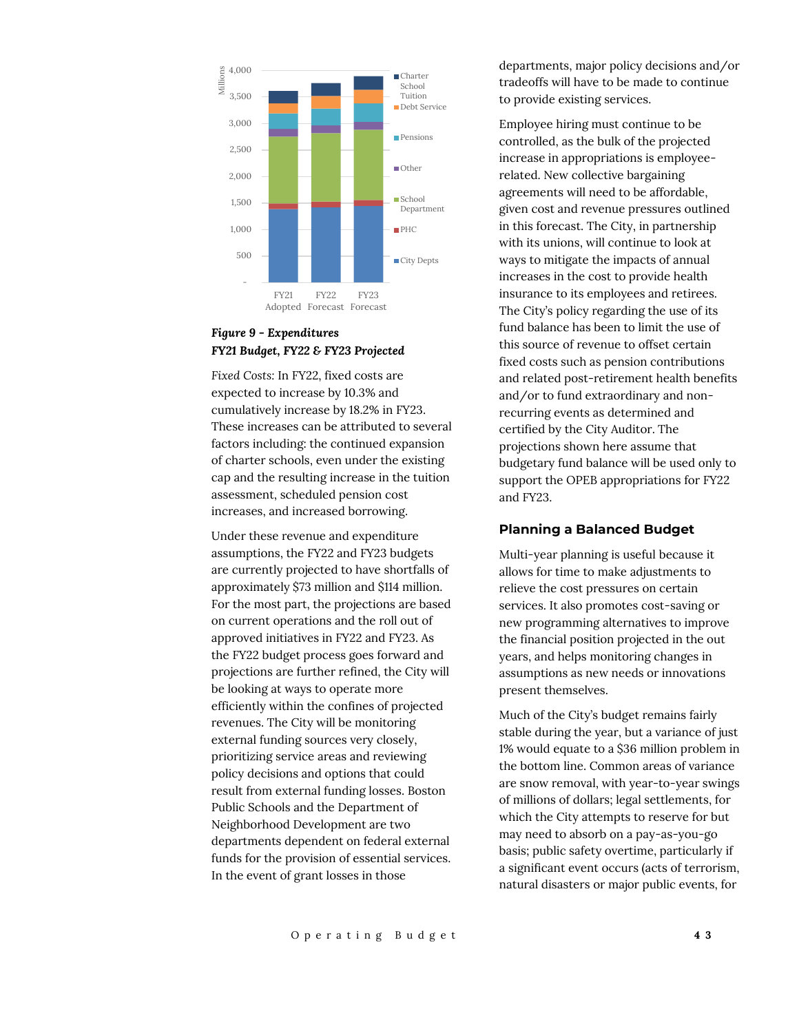**Figure 9 - Expenditures**
**FY21 Budget, FY22 & FY23 Projected**

*Fixed Costs:* In FY22, fixed costs are expected to increase by 10.3% and cumulatively increase by 18.2% in FY23. These increases can be attributed to several factors including: the continued expansion of charter schools, even under the existing cap and the resulting increase in the tuition assessment, scheduled pension cost increases, and increased borrowing.

Under these revenue and expenditure assumptions, the FY22 and FY23 budgets are currently projected to have shortfalls of approximately $73 million and $114 million. For the most part, the projections are based on current operations and the roll out of approved initiatives in FY22 and FY23. As the FY22 budget process goes forward and projections are further refined, the City will be looking at ways to operate more efficiently within the confines of projected revenues. The City will be monitoring external funding sources very closely, prioritizing service areas and reviewing policy decisions and options that could result from external funding losses. Boston Public Schools and the Department of Neighborhood Development are two departments dependent on federal external funds for the provision of essential services. In the event of grant losses in those departments, major policy decisions and/or tradeoffs will have to be made to continue to provide existing services.

Employee hiring must continue to be controlled, as the bulk of the projected increase in appropriations is employee-related. New collective bargaining agreements will need to be affordable, given cost and revenue pressures outlined in this forecast. The City, in partnership with its unions, will continue to look at ways to mitigate the impacts of annual increases in the cost to provide health insurance to its employees and retirees. The City's policy regarding the use of its fund balance has been to limit the use of this source of revenue to offset certain fixed costs such as pension contributions and related post-retirement health benefits and/or to fund extraordinary and non-recurring events as determined and certified by the City Auditor. The projections shown here assume that budgetary fund balance will be used only to support the OPEB appropriations for FY22 and FY23.

## Planning a Balanced Budget

Multi-year planning is useful because it allows for time to make adjustments to relieve the cost pressures on certain services. It also promotes cost-saving or new programming alternatives to improve the financial position projected in the out years, and helps monitoring changes in assumptions as new needs or innovations present themselves.

Much of the City's budget remains fairly stable during the year, but a variance of just 1% would equate to a $36 million problem in the bottom line. Common areas of variance are snow removal, with year-to-year swings of millions of dollars; legal settlements, for which the City attempts to reserve for but may need to absorb on a pay-as-you-go basis; public safety overtime, particularly if a significant event occurs (acts of terrorism, natural disasters or major public events, for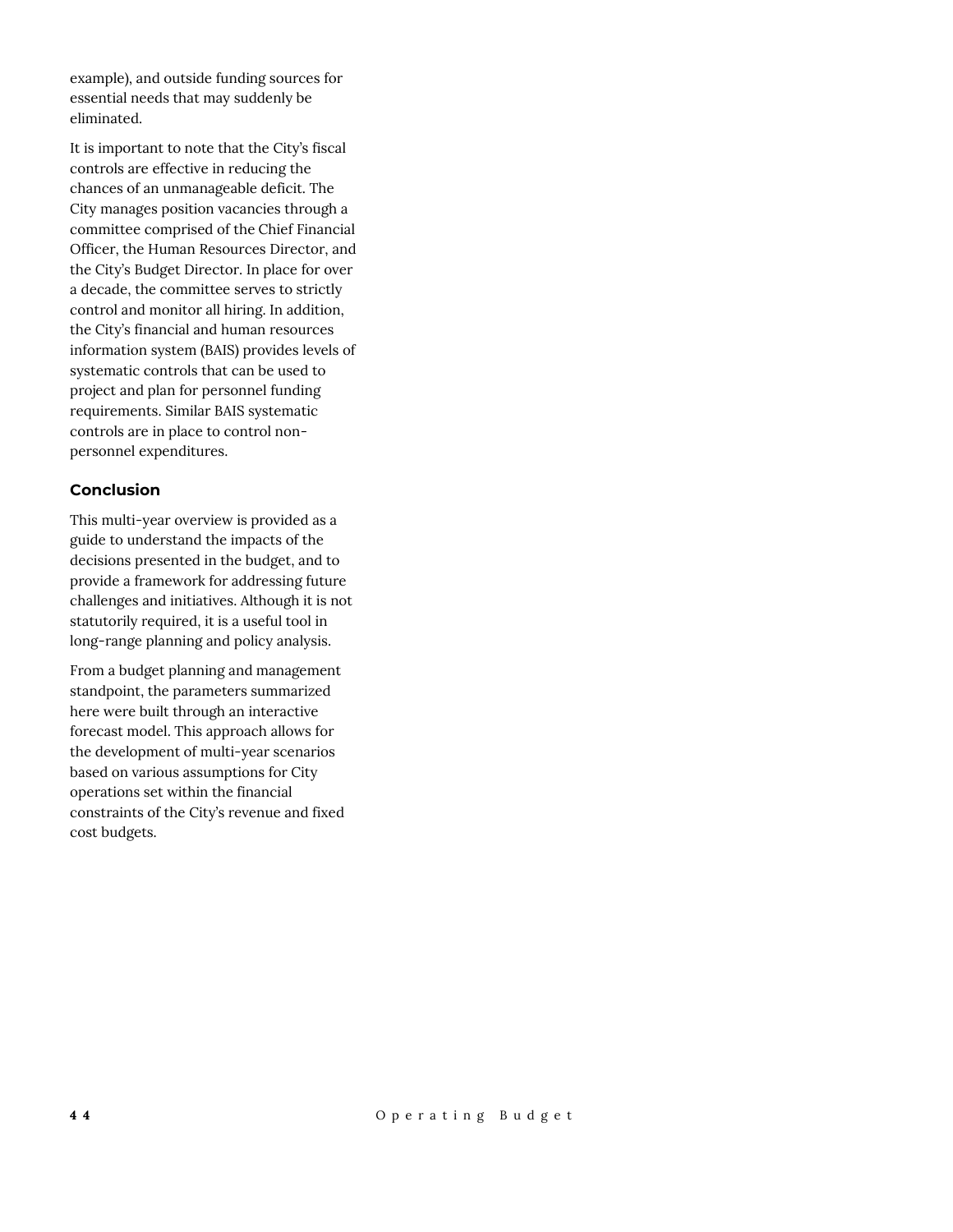example), and outside funding sources for essential needs that may suddenly be eliminated.

It is important to note that the City's fiscal controls are effective in reducing the chances of an unmanageable deficit. The City manages position vacancies through a committee comprised of the Chief Financial Officer, the Human Resources Director, and the City's Budget Director. In place for over a decade, the committee serves to strictly control and monitor all hiring. In addition, the City's financial and human resources information system (BAIS) provides levels of systematic controls that can be used to project and plan for personnel funding requirements. Similar BAIS systematic controls are in place to control non-personnel expenditures.

### Conclusion

This multi-year overview is provided as a guide to understand the impacts of the decisions presented in the budget, and to provide a framework for addressing future challenges and initiatives. Although it is not statutorily required, it is a useful tool in long-range planning and policy analysis.

From a budget planning and management standpoint, the parameters summarized here were built through an interactive forecast model. This approach allows for the development of multi-year scenarios based on various assumptions for City operations set within the financial constraints of the City's revenue and fixed cost budgets.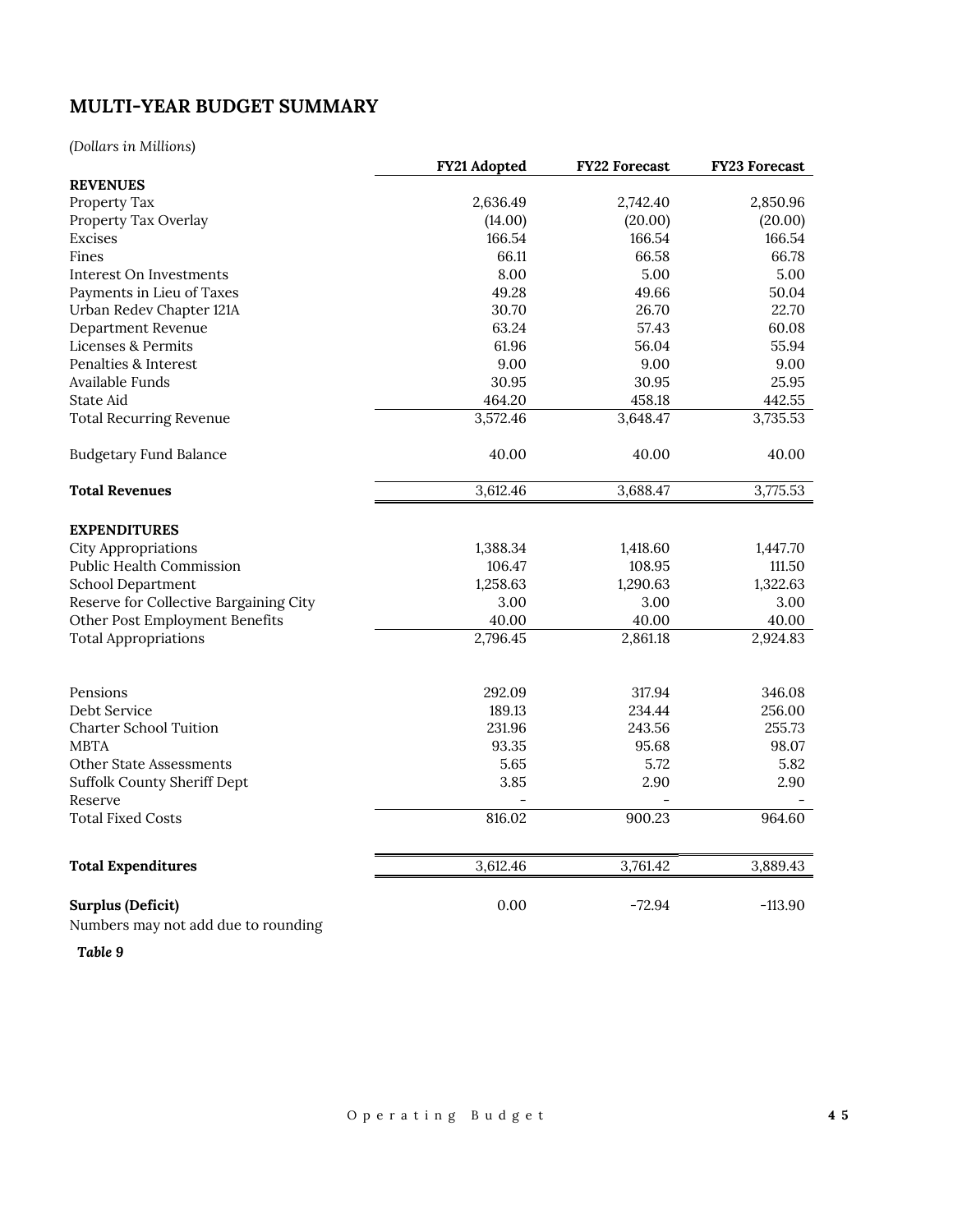## MULTI-YEAR BUDGET SUMMARY

*(Dollars in Millions)*

| | FY21 Adopted | FY22 Forecast | FY23 Forecast |
|---|---|---|---|
| **REVENUES** | | | |
| Property Tax | 2,636.49 | 2,742.40 | 2,850.96 |
| Property Tax Overlay | (14.00) | (20.00) | (20.00) |
| Excises | 166.54 | 166.54 | 166.54 |
| Fines | 66.11 | 66.58 | 66.78 |
| Interest On Investments | 8.00 | 5.00 | 5.00 |
| Payments in Lieu of Taxes | 49.28 | 49.66 | 50.04 |
| Urban Redev Chapter 121A | 30.70 | 26.70 | 22.70 |
| Department Revenue | 63.24 | 57.43 | 60.08 |
| Licenses & Permits | 61.96 | 56.04 | 55.94 |
| Penalties & Interest | 9.00 | 9.00 | 9.00 |
| Available Funds | 30.95 | 30.95 | 25.95 |
| State Aid | 464.20 | 458.18 | 442.55 |
| Total Recurring Revenue | 3,572.46 | 3,648.47 | 3,735.53 |
| | | | |
| Budgetary Fund Balance | 40.00 | 40.00 | 40.00 |
| | | | |
| **Total Revenues** | 3,612.46 | 3,688.47 | 3,775.53 |
| | | | |
| **EXPENDITURES** | | | |
| City Appropriations | 1,388.34 | 1,418.60 | 1,447.70 |
| Public Health Commission | 106.47 | 108.95 | 111.50 |
| School Department | 1,258.63 | 1,290.63 | 1,322.63 |
| Reserve for Collective Bargaining City | 3.00 | 3.00 | 3.00 |
| Other Post Employment Benefits | 40.00 | 40.00 | 40.00 |
| Total Appropriations | 2,796.45 | 2,861.18 | 2,924.83 |
| | | | |
| Pensions | 292.09 | 317.94 | 346.08 |
| Debt Service | 189.13 | 234.44 | 256.00 |
| Charter School Tuition | 231.96 | 243.56 | 255.73 |
| MBTA | 93.35 | 95.68 | 98.07 |
| Other State Assessments | 5.65 | 5.72 | 5.82 |
| Suffolk County Sheriff Dept | 3.85 | 2.90 | 2.90 |
| Reserve | - | - | - |
| Total Fixed Costs | 816.02 | 900.23 | 964.60 |
| | | | |
| **Total Expenditures** | 3,612.46 | 3,761.42 | 3,889.43 |
| | | | |
| **Surplus (Deficit)** | 0.00 | -72.94 | -113.90 |

Numbers may not add due to rounding

***Table 9***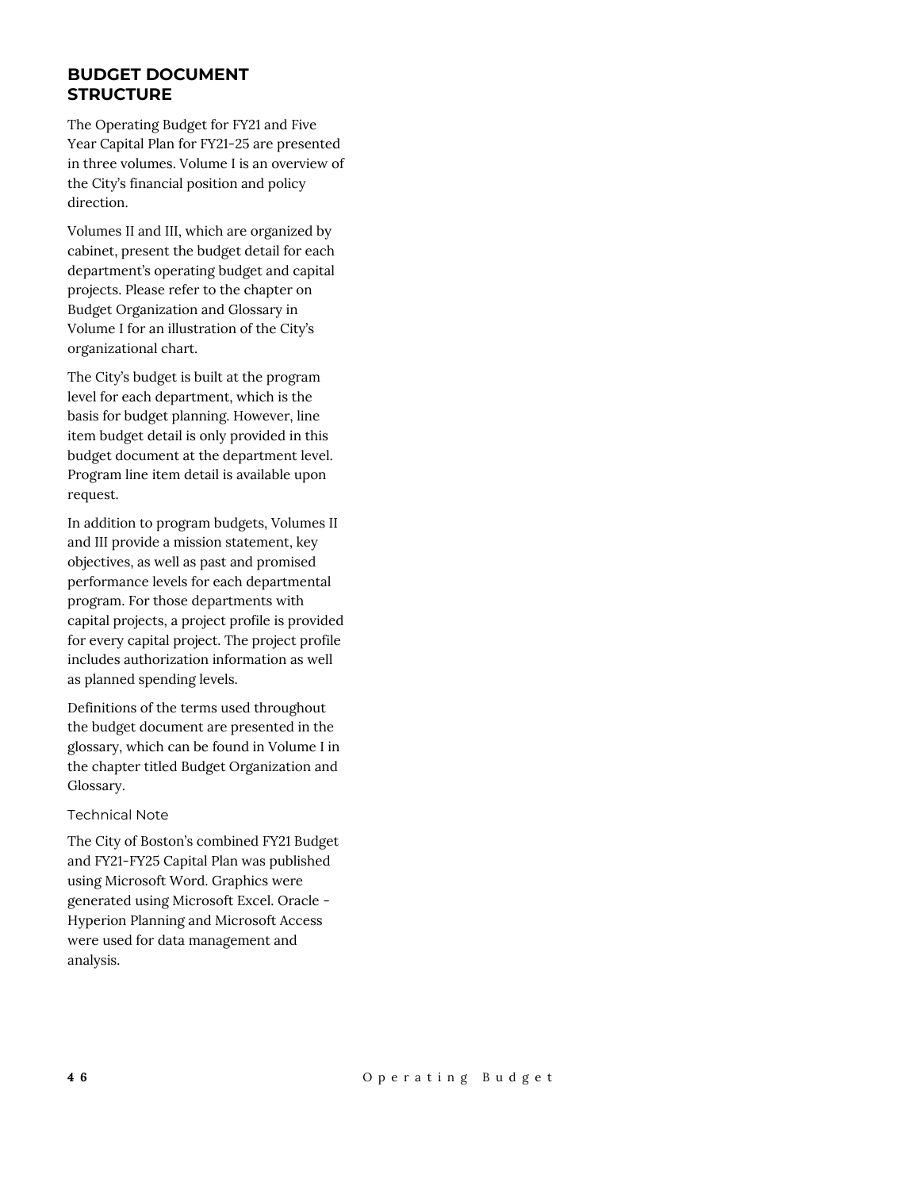## BUDGET DOCUMENT STRUCTURE

The Operating Budget for FY21 and Five Year Capital Plan for FY21-25 are presented in three volumes. Volume I is an overview of the City's financial position and policy direction.

Volumes II and III, which are organized by cabinet, present the budget detail for each department's operating budget and capital projects. Please refer to the chapter on Budget Organization and Glossary in Volume I for an illustration of the City's organizational chart.

The City's budget is built at the program level for each department, which is the basis for budget planning. However, line item budget detail is only provided in this budget document at the department level. Program line item detail is available upon request.

In addition to program budgets, Volumes II and III provide a mission statement, key objectives, as well as past and promised performance levels for each departmental program. For those departments with capital projects, a project profile is provided for every capital project. The project profile includes authorization information as well as planned spending levels.

Definitions of the terms used throughout the budget document are presented in the glossary, which can be found in Volume I in the chapter titled Budget Organization and Glossary.

### Technical Note

The City of Boston's combined FY21 Budget and FY21-FY25 Capital Plan was published using Microsoft Word. Graphics were generated using Microsoft Excel. Oracle - Hyperion Planning and Microsoft Access were used for data management and analysis.